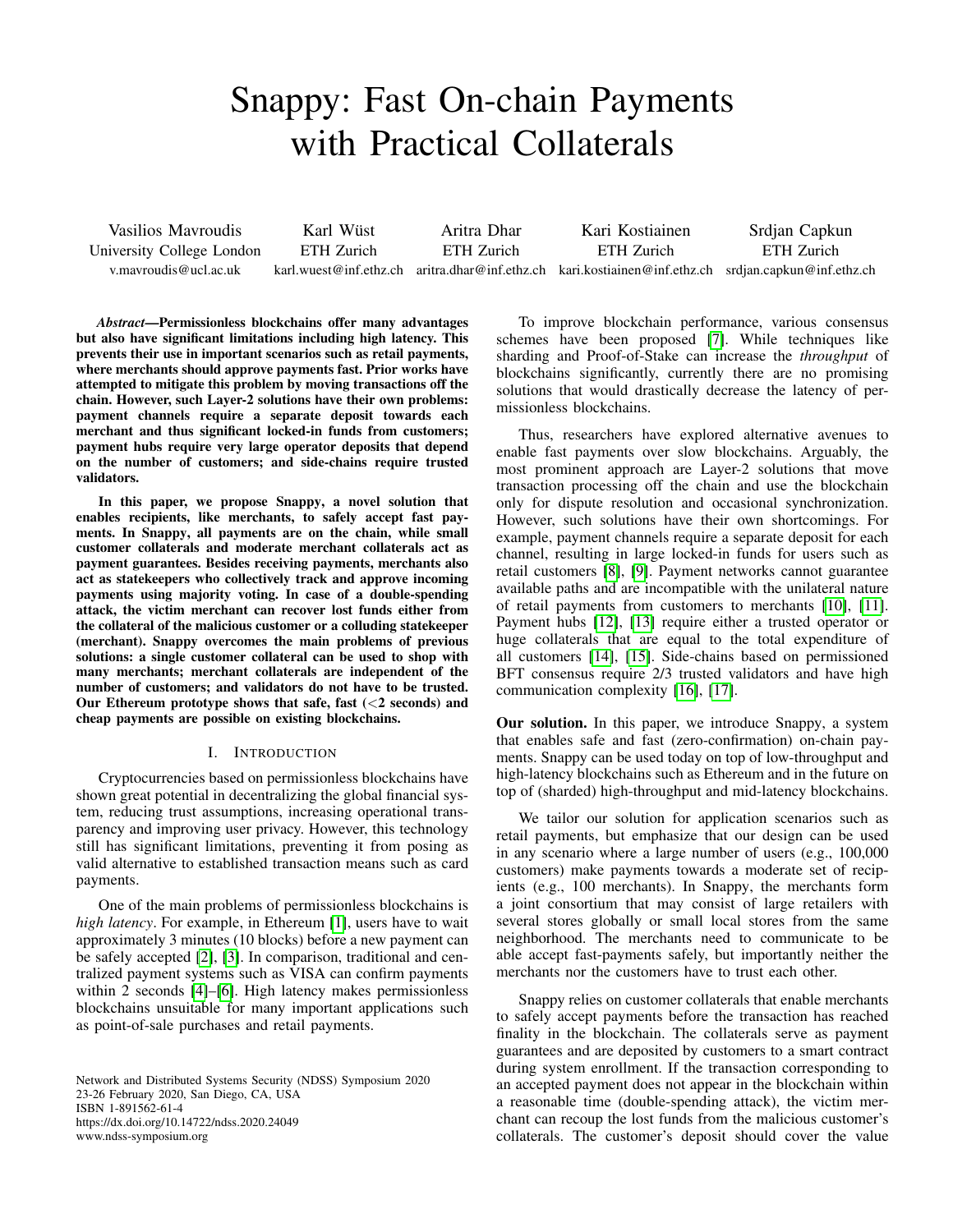# Snappy: Fast On-chain Payments with Practical Collaterals

Vasilios Mavroudis
University College London
v.mavroudis@ucl.ac.uk

Karl Wüst
ETH Zurich
karl.wuest@inf.ethz.ch

Aritra Dhar
ETH Zurich
aritra.dhar@inf.ethz.ch

Kari Kostiainen
ETH Zurich
kari.kostiainen@inf.ethz.ch

Srdjan Capkun
ETH Zurich
srdjan.capkun@inf.ethz.ch

***Abstract*—Permissionless blockchains offer many advantages but also have significant limitations including high latency. This prevents their use in important scenarios such as retail payments, where merchants should approve payments fast. Prior works have attempted to mitigate this problem by moving transactions off the chain. However, such Layer-2 solutions have their own problems: payment channels require a separate deposit towards each merchant and thus significant locked-in funds from customers; payment hubs require very large operator deposits that depend on the number of customers; and side-chains require trusted validators.**

**In this paper, we propose Snappy, a novel solution that enables recipients, like merchants, to safely accept fast payments. In Snappy, all payments are on the chain, while small customer collaterals and moderate merchant collaterals act as payment guarantees. Besides receiving payments, merchants also act as statekeepers who collectively track and approve incoming payments using majority voting. In case of a double-spending attack, the victim merchant can recover lost funds either from the collateral of the malicious customer or a colluding statekeeper (merchant). Snappy overcomes the main problems of previous solutions: a single customer collateral can be used to shop with many merchants; merchant collaterals are independent of the number of customers; and validators do not have to be trusted. Our Ethereum prototype shows that safe, fast (<2 seconds) and cheap payments are possible on existing blockchains.**

## I. Introduction

Cryptocurrencies based on permissionless blockchains have shown great potential in decentralizing the global financial system, reducing trust assumptions, increasing operational transparency and improving user privacy. However, this technology still has significant limitations, preventing it from posing as valid alternative to established transaction means such as card payments.

One of the main problems of permissionless blockchains is *high latency*. For example, in Ethereum [1], users have to wait approximately 3 minutes (10 blocks) before a new payment can be safely accepted [2], [3]. In comparison, traditional and centralized payment systems such as VISA can confirm payments within 2 seconds [4]–[6]. High latency makes permissionless blockchains unsuitable for many important applications such as point-of-sale purchases and retail payments.

To improve blockchain performance, various consensus schemes have been proposed [7]. While techniques like sharding and Proof-of-Stake can increase the *throughput* of blockchains significantly, currently there are no promising solutions that would drastically decrease the latency of permissionless blockchains.

Thus, researchers have explored alternative avenues to enable fast payments over slow blockchains. Arguably, the most prominent approach are Layer-2 solutions that move transaction processing off the chain and use the blockchain only for dispute resolution and occasional synchronization. However, such solutions have their own shortcomings. For example, payment channels require a separate deposit for each channel, resulting in large locked-in funds for users such as retail customers [8], [9]. Payment networks cannot guarantee available paths and are incompatible with the unilateral nature of retail payments from customers to merchants [10], [11]. Payment hubs [12], [13] require either a trusted operator or huge collaterals that are equal to the total expenditure of all customers [14], [15]. Side-chains based on permissioned BFT consensus require 2/3 trusted validators and have high communication complexity [16], [17].

**Our solution.** In this paper, we introduce Snappy, a system that enables safe and fast (zero-confirmation) on-chain payments. Snappy can be used today on top of low-throughput and high-latency blockchains such as Ethereum and in the future on top of (sharded) high-throughput and mid-latency blockchains.

We tailor our solution for application scenarios such as retail payments, but emphasize that our design can be used in any scenario where a large number of users (e.g., 100,000 customers) make payments towards a moderate set of recipients (e.g., 100 merchants). In Snappy, the merchants form a joint consortium that may consist of large retailers with several stores globally or small local stores from the same neighborhood. The merchants need to communicate to be able accept fast-payments safely, but importantly neither the merchants nor the customers have to trust each other.

Snappy relies on customer collaterals that enable merchants to safely accept payments before the transaction has reached finality in the blockchain. The collaterals serve as payment guarantees and are deposited by customers to a smart contract during system enrollment. If the transaction corresponding to an accepted payment does not appear in the blockchain within a reasonable time (double-spending attack), the victim merchant can recoup the lost funds from the malicious customer's collaterals. The customer's deposit should cover the value

Network and Distributed Systems Security (NDSS) Symposium 2020
23-26 February 2020, San Diego, CA, USA
ISBN 1-891562-61-4
https://dx.doi.org/10.14722/ndss.2020.24049
www.ndss-symposium.org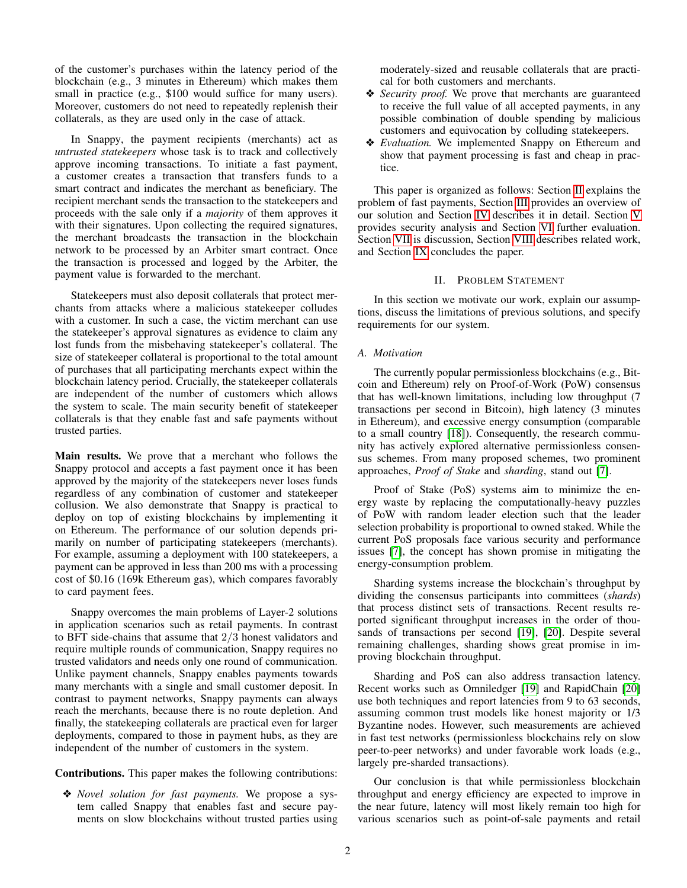of the customer's purchases within the latency period of the blockchain (e.g., 3 minutes in Ethereum) which makes them small in practice (e.g., $100 would suffice for many users). Moreover, customers do not need to repeatedly replenish their collaterals, as they are used only in the case of attack.

In Snappy, the payment recipients (merchants) act as *untrusted statekeepers* whose task is to track and collectively approve incoming transactions. To initiate a fast payment, a customer creates a transaction that transfers funds to a smart contract and indicates the merchant as beneficiary. The recipient merchant sends the transaction to the statekeepers and proceeds with the sale only if a *majority* of them approves it with their signatures. Upon collecting the required signatures, the merchant broadcasts the transaction in the blockchain network to be processed by an Arbiter smart contract. Once the transaction is processed and logged by the Arbiter, the payment value is forwarded to the merchant.

Statekeepers must also deposit collaterals that protect merchants from attacks where a malicious statekeeper colludes with a customer. In such a case, the victim merchant can use the statekeeper's approval signatures as evidence to claim any lost funds from the misbehaving statekeeper's collateral. The size of statekeeper collateral is proportional to the total amount of purchases that all participating merchants expect within the blockchain latency period. Crucially, the statekeeper collaterals are independent of the number of customers which allows the system to scale. The main security benefit of statekeeper collaterals is that they enable fast and safe payments without trusted parties.

**Main results.** We prove that a merchant who follows the Snappy protocol and accepts a fast payment once it has been approved by the majority of the statekeepers never loses funds regardless of any combination of customer and statekeeper collusion. We also demonstrate that Snappy is practical to deploy on top of existing blockchains by implementing it on Ethereum. The performance of our solution depends primarily on number of participating statekeepers (merchants). For example, assuming a deployment with 100 statekeepers, a payment can be approved in less than 200 ms with a processing cost of $0.16 (169k Ethereum gas), which compares favorably to card payment fees.

Snappy overcomes the main problems of Layer-2 solutions in application scenarios such as retail payments. In contrast to BFT side-chains that assume that $2/3$ honest validators and require multiple rounds of communication, Snappy requires no trusted validators and needs only one round of communication. Unlike payment channels, Snappy enables payments towards many merchants with a single and small customer deposit. In contrast to payment networks, Snappy payments can always reach the merchants, because there is no route depletion. And finally, the statekeeping collaterals are practical even for larger deployments, compared to those in payment hubs, as they are independent of the number of customers in the system.

**Contributions.** This paper makes the following contributions:

- *Novel solution for fast payments.* We propose a system called Snappy that enables fast and secure payments on slow blockchains without trusted parties using moderately-sized and reusable collaterals that are practical for both customers and merchants.
- *Security proof.* We prove that merchants are guaranteed to receive the full value of all accepted payments, in any possible combination of double spending by malicious customers and equivocation by colluding statekeepers.
- *Evaluation.* We implemented Snappy on Ethereum and show that payment processing is fast and cheap in practice.

This paper is organized as follows: Section II explains the problem of fast payments, Section III provides an overview of our solution and Section IV describes it in detail. Section V provides security analysis and Section VI further evaluation. Section VII is discussion, Section VIII describes related work, and Section IX concludes the paper.

## II. Problem Statement

In this section we motivate our work, explain our assumptions, discuss the limitations of previous solutions, and specify requirements for our system.

### A. Motivation

The currently popular permissionless blockchains (e.g., Bitcoin and Ethereum) rely on Proof-of-Work (PoW) consensus that has well-known limitations, including low throughput (7 transactions per second in Bitcoin), high latency (3 minutes in Ethereum), and excessive energy consumption (comparable to a small country [18]). Consequently, the research community has actively explored alternative permissionless consensus schemes. From many proposed schemes, two prominent approaches, *Proof of Stake* and *sharding*, stand out [7].

Proof of Stake (PoS) systems aim to minimize the energy waste by replacing the computationally-heavy puzzles of PoW with random leader election such that the leader selection probability is proportional to owned staked. While the current PoS proposals face various security and performance issues [7], the concept has shown promise in mitigating the energy-consumption problem.

Sharding systems increase the blockchain's throughput by dividing the consensus participants into committees (*shards*) that process distinct sets of transactions. Recent results reported significant throughput increases in the order of thousands of transactions per second [19], [20]. Despite several remaining challenges, sharding shows great promise in improving blockchain throughput.

Sharding and PoS can also address transaction latency. Recent works such as Omniledger [19] and RapidChain [20] use both techniques and report latencies from 9 to 63 seconds, assuming common trust models like honest majority or 1/3 Byzantine nodes. However, such measurements are achieved in fast test networks (permissionless blockchains rely on slow peer-to-peer networks) and under favorable work loads (e.g., largely pre-sharded transactions).

Our conclusion is that while permissionless blockchain throughput and energy efficiency are expected to improve in the near future, latency will most likely remain too high for various scenarios such as point-of-sale payments and retail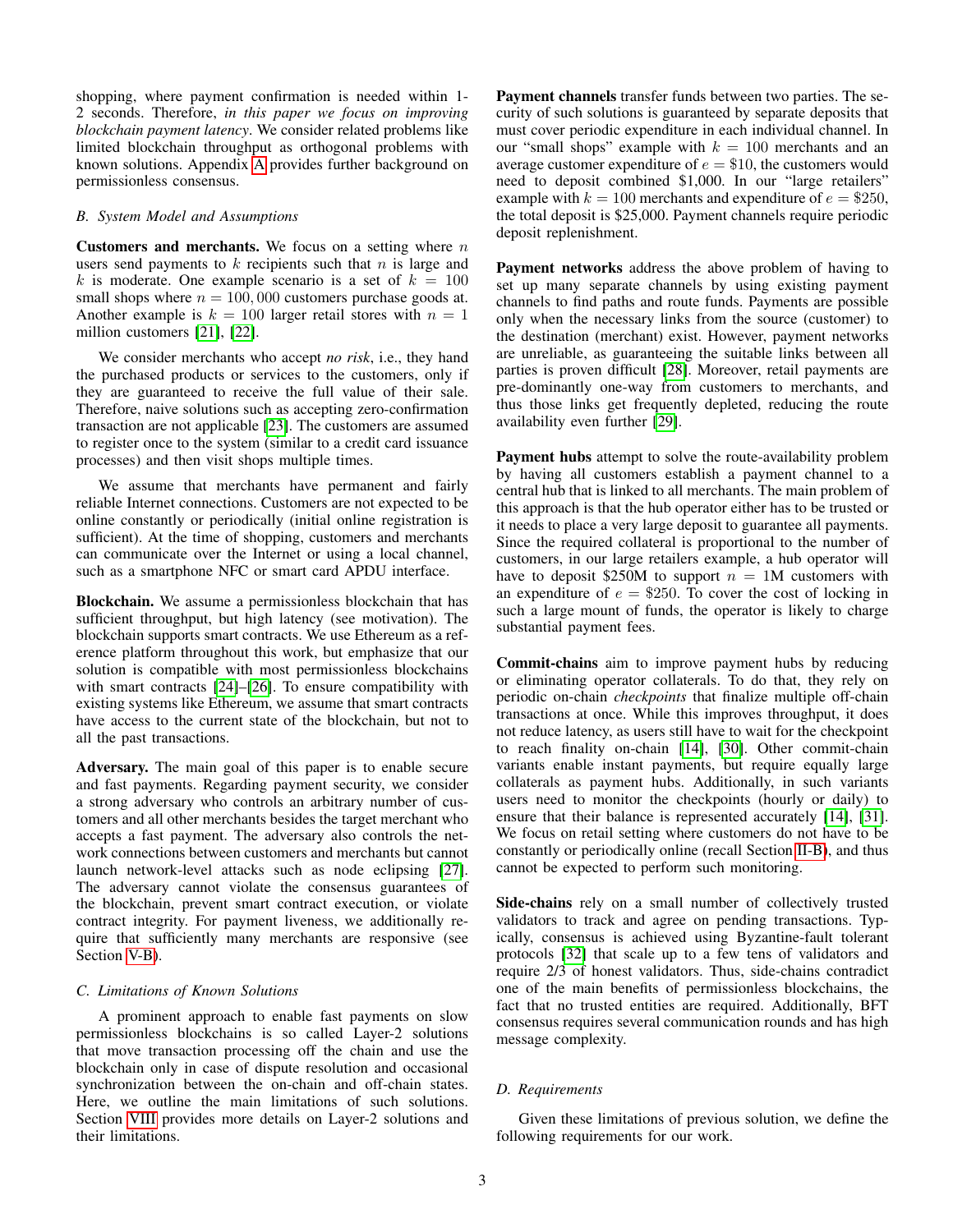shopping, where payment confirmation is needed within 1-2 seconds. Therefore, *in this paper we focus on improving blockchain payment latency*. We consider related problems like limited blockchain throughput as orthogonal problems with known solutions. Appendix A provides further background on permissionless consensus.

### B. System Model and Assumptions

**Customers and merchants.** We focus on a setting where $n$ users send payments to $k$ recipients such that $n$ is large and $k$ is moderate. One example scenario is a set of $k = 100$ small shops where $n = 100,000$ customers purchase goods at. Another example is $k = 100$ larger retail stores with $n = 1$ million customers [21], [22].

We consider merchants who accept *no risk*, i.e., they hand the purchased products or services to the customers, only if they are guaranteed to receive the full value of their sale. Therefore, naive solutions such as accepting zero-confirmation transaction are not applicable [23]. The customers are assumed to register once to the system (similar to a credit card issuance processes) and then visit shops multiple times.

We assume that merchants have permanent and fairly reliable Internet connections. Customers are not expected to be online constantly or periodically (initial online registration is sufficient). At the time of shopping, customers and merchants can communicate over the Internet or using a local channel, such as a smartphone NFC or smart card APDU interface.

**Blockchain.** We assume a permissionless blockchain that has sufficient throughput, but high latency (see motivation). The blockchain supports smart contracts. We use Ethereum as a reference platform throughout this work, but emphasize that our solution is compatible with most permissionless blockchains with smart contracts [24]–[26]. To ensure compatibility with existing systems like Ethereum, we assume that smart contracts have access to the current state of the blockchain, but not to all the past transactions.

**Adversary.** The main goal of this paper is to enable secure and fast payments. Regarding payment security, we consider a strong adversary who controls an arbitrary number of customers and all other merchants besides the target merchant who accepts a fast payment. The adversary also controls the network connections between customers and merchants but cannot launch network-level attacks such as node eclipsing [27]. The adversary cannot violate the consensus guarantees of the blockchain, prevent smart contract execution, or violate contract integrity. For payment liveness, we additionally require that sufficiently many merchants are responsive (see Section V-B).

### C. Limitations of Known Solutions

A prominent approach to enable fast payments on slow permissionless blockchains is so called Layer-2 solutions that move transaction processing off the chain and use the blockchain only in case of dispute resolution and occasional synchronization between the on-chain and off-chain states. Here, we outline the main limitations of such solutions. Section VIII provides more details on Layer-2 solutions and their limitations.

**Payment channels** transfer funds between two parties. The security of such solutions is guaranteed by separate deposits that must cover periodic expenditure in each individual channel. In our "small shops" example with $k = 100$ merchants and an average customer expenditure of $e = \$10$, the customers would need to deposit combined \$1,000. In our "large retailers" example with $k = 100$ merchants and expenditure of $e = \$250$, the total deposit is \$25,000. Payment channels require periodic deposit replenishment.

**Payment networks** address the above problem of having to set up many separate channels by using existing payment channels to find paths and route funds. Payments are possible only when the necessary links from the source (customer) to the destination (merchant) exist. However, payment networks are unreliable, as guaranteeing the suitable links between all parties is proven difficult [28]. Moreover, retail payments are pre-dominantly one-way from customers to merchants, and thus those links get frequently depleted, reducing the route availability even further [29].

**Payment hubs** attempt to solve the route-availability problem by having all customers establish a payment channel to a central hub that is linked to all merchants. The main problem of this approach is that the hub operator either has to be trusted or it needs to place a very large deposit to guarantee all payments. Since the required collateral is proportional to the number of customers, in our large retailers example, a hub operator will have to deposit \$250M to support $n = $ 1M customers with an expenditure of $e = \$250$. To cover the cost of locking in such a large mount of funds, the operator is likely to charge substantial payment fees.

**Commit-chains** aim to improve payment hubs by reducing or eliminating operator collaterals. To do that, they rely on periodic on-chain *checkpoints* that finalize multiple off-chain transactions at once. While this improves throughput, it does not reduce latency, as users still have to wait for the checkpoint to reach finality on-chain [14], [30]. Other commit-chain variants enable instant payments, but require equally large collaterals as payment hubs. Additionally, in such variants users need to monitor the checkpoints (hourly or daily) to ensure that their balance is represented accurately [14], [31]. We focus on retail setting where customers do not have to be constantly or periodically online (recall Section II-B), and thus cannot be expected to perform such monitoring.

**Side-chains** rely on a small number of collectively trusted validators to track and agree on pending transactions. Typically, consensus is achieved using Byzantine-fault tolerant protocols [32] that scale up to a few tens of validators and require 2/3 of honest validators. Thus, side-chains contradict one of the main benefits of permissionless blockchains, the fact that no trusted entities are required. Additionally, BFT consensus requires several communication rounds and has high message complexity.

### D. Requirements

Given these limitations of previous solution, we define the following requirements for our work.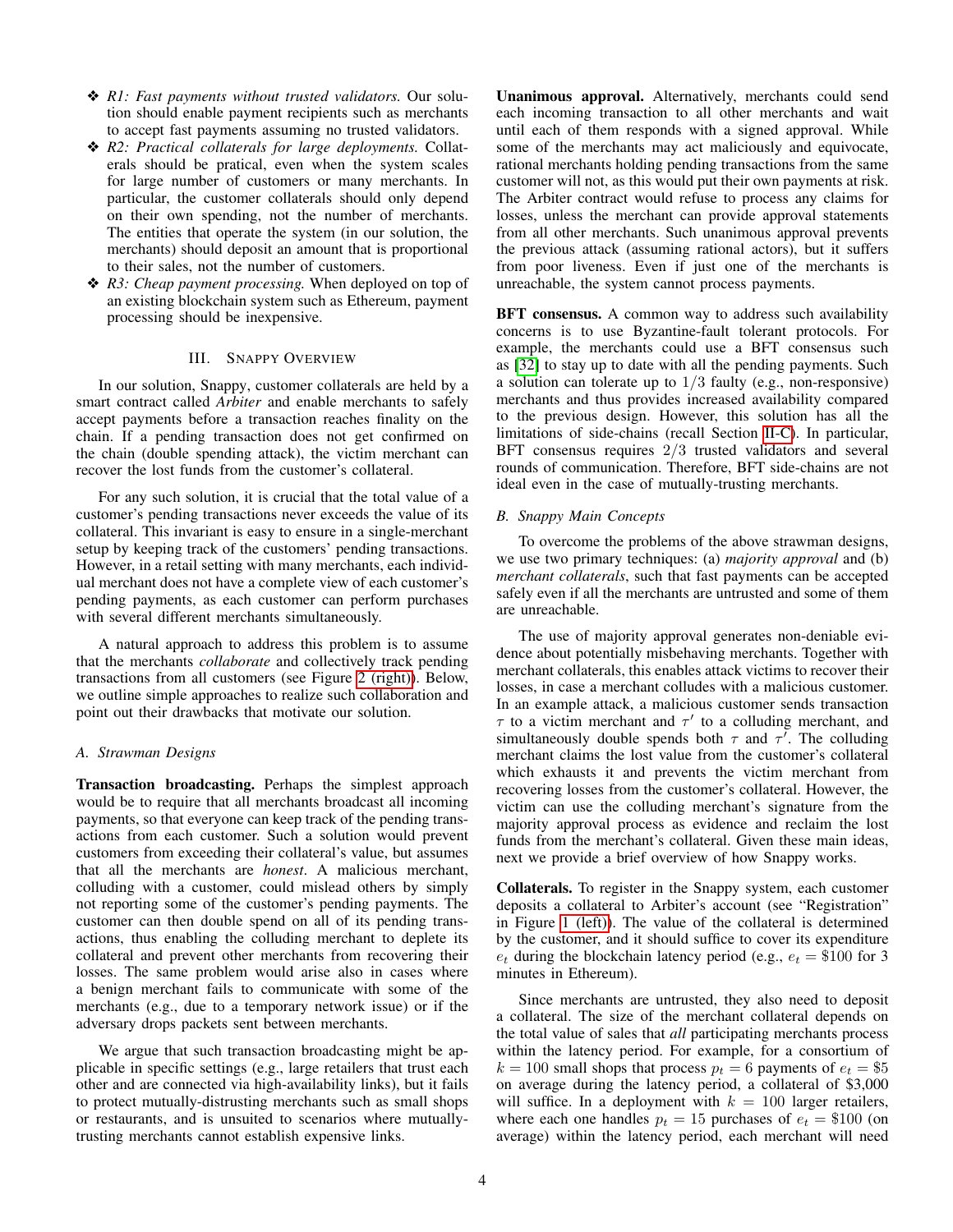- ❖ *R1: Fast payments without trusted validators.* Our solution should enable payment recipients such as merchants to accept fast payments assuming no trusted validators.
- ❖ *R2: Practical collaterals for large deployments.* Collaterals should be pratical, even when the system scales for large number of customers or many merchants. In particular, the customer collaterals should only depend on their own spending, not the number of merchants. The entities that operate the system (in our solution, the merchants) should deposit an amount that is proportional to their sales, not the number of customers.
- ❖ *R3: Cheap payment processing.* When deployed on top of an existing blockchain system such as Ethereum, payment processing should be inexpensive.

## III. Snappy Overview

In our solution, Snappy, customer collaterals are held by a smart contract called *Arbiter* and enable merchants to safely accept payments before a transaction reaches finality on the chain. If a pending transaction does not get confirmed on the chain (double spending attack), the victim merchant can recover the lost funds from the customer's collateral.

For any such solution, it is crucial that the total value of a customer's pending transactions never exceeds the value of its collateral. This invariant is easy to ensure in a single-merchant setup by keeping track of the customers' pending transactions. However, in a retail setting with many merchants, each individual merchant does not have a complete view of each customer's pending payments, as each customer can perform purchases with several different merchants simultaneously.

A natural approach to address this problem is to assume that the merchants *collaborate* and collectively track pending transactions from all customers (see Figure 2 (right)). Below, we outline simple approaches to realize such collaboration and point out their drawbacks that motivate our solution.

### A. Strawman Designs

**Transaction broadcasting.** Perhaps the simplest approach would be to require that all merchants broadcast all incoming payments, so that everyone can keep track of the pending transactions from each customer. Such a solution would prevent customers from exceeding their collateral's value, but assumes that all the merchants are *honest*. A malicious merchant, colluding with a customer, could mislead others by simply not reporting some of the customer's pending payments. The customer can then double spend on all of its pending transactions, thus enabling the colluding merchant to deplete its collateral and prevent other merchants from recovering their losses. The same problem would arise also in cases where a benign merchant fails to communicate with some of the merchants (e.g., due to a temporary network issue) or if the adversary drops packets sent between merchants.

We argue that such transaction broadcasting might be applicable in specific settings (e.g., large retailers that trust each other and are connected via high-availability links), but it fails to protect mutually-distrusting merchants such as small shops or restaurants, and is unsuited to scenarios where mutually-trusting merchants cannot establish expensive links.

**Unanimous approval.** Alternatively, merchants could send each incoming transaction to all other merchants and wait until each of them responds with a signed approval. While some of the merchants may act maliciously and equivocate, rational merchants holding pending transactions from the same customer will not, as this would put their own payments at risk. The Arbiter contract would refuse to process any claims for losses, unless the merchant can provide approval statements from all other merchants. Such unanimous approval prevents the previous attack (assuming rational actors), but it suffers from poor liveness. Even if just one of the merchants is unreachable, the system cannot process payments.

**BFT consensus.** A common way to address such availability concerns is to use Byzantine-fault tolerant protocols. For example, the merchants could use a BFT consensus such as [32] to stay up to date with all the pending payments. Such a solution can tolerate up to $1/3$ faulty (e.g., non-responsive) merchants and thus provides increased availability compared to the previous design. However, this solution has all the limitations of side-chains (recall Section II-C). In particular, BFT consensus requires $2/3$ trusted validators and several rounds of communication. Therefore, BFT side-chains are not ideal even in the case of mutually-trusting merchants.

### B. Snappy Main Concepts

To overcome the problems of the above strawman designs, we use two primary techniques: (a) *majority approval* and (b) *merchant collaterals*, such that fast payments can be accepted safely even if all the merchants are untrusted and some of them are unreachable.

The use of majority approval generates non-deniable evidence about potentially misbehaving merchants. Together with merchant collaterals, this enables attack victims to recover their losses, in case a merchant colludes with a malicious customer. In an example attack, a malicious customer sends transaction $\tau$ to a victim merchant and $\tau'$ to a colluding merchant, and simultaneously double spends both $\tau$ and $\tau'$. The colluding merchant claims the lost value from the customer's collateral which exhausts it and prevents the victim merchant from recovering losses from the customer's collateral. However, the victim can use the colluding merchant's signature from the majority approval process as evidence and reclaim the lost funds from the merchant's collateral. Given these main ideas, next we provide a brief overview of how Snappy works.

**Collaterals.** To register in the Snappy system, each customer deposits a collateral to Arbiter's account (see "Registration" in Figure 1 (left)). The value of the collateral is determined by the customer, and it should suffice to cover its expenditure $e_t$ during the blockchain latency period (e.g., $e_t = \$100$ for 3 minutes in Ethereum).

Since merchants are untrusted, they also need to deposit a collateral. The size of the merchant collateral depends on the total value of sales that *all* participating merchants process within the latency period. For example, for a consortium of $k = 100$ small shops that process $p_t = 6$ payments of $e_t = \$5$ on average during the latency period, a collateral of \$3,000 will suffice. In a deployment with $k = 100$ larger retailers, where each one handles $p_t = 15$ purchases of $e_t = \$100$ (on average) within the latency period, each merchant will need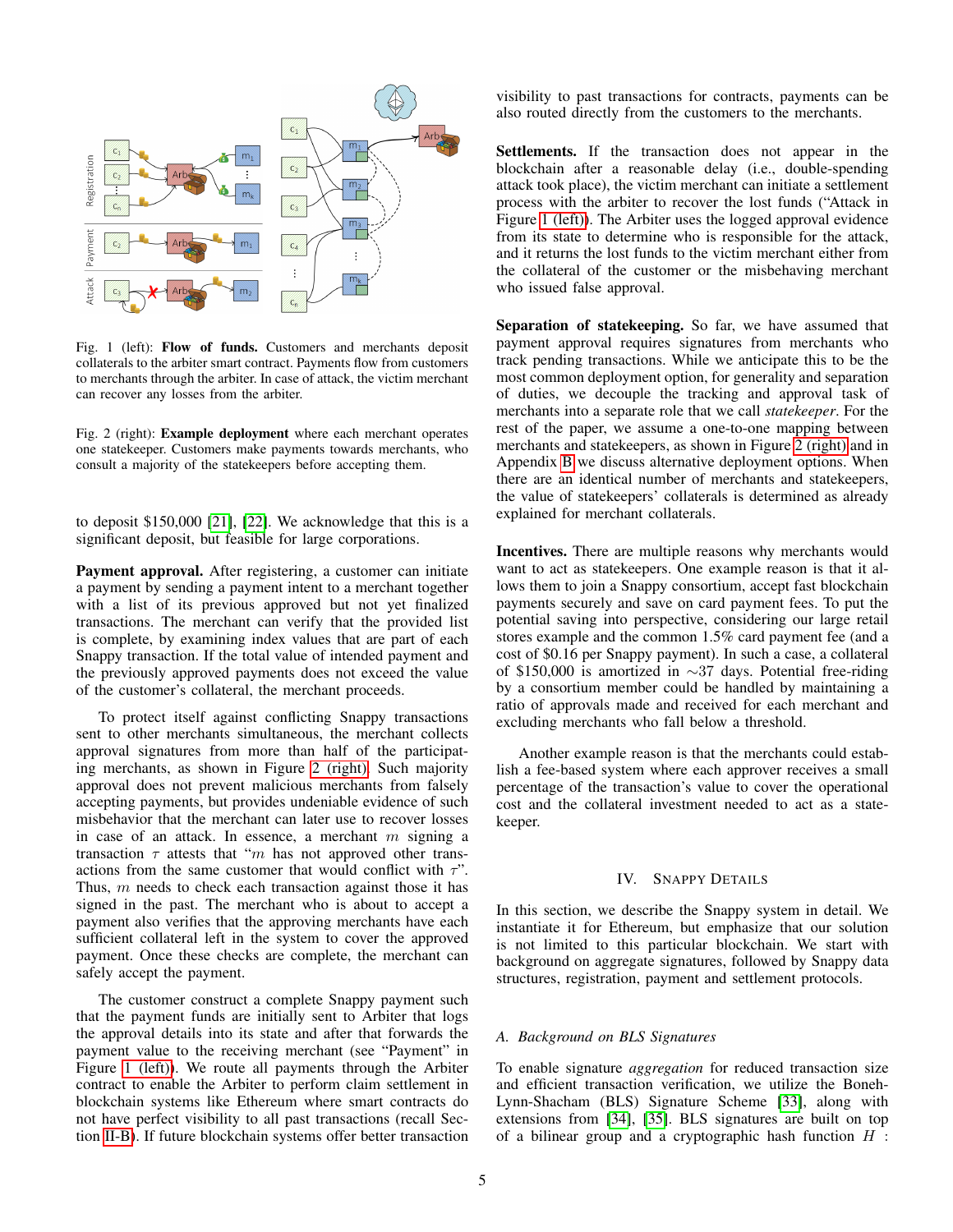Fig. 1 (left): **Flow of funds.** Customers and merchants deposit collaterals to the arbiter smart contract. Payments flow from customers to merchants through the arbiter. In case of attack, the victim merchant can recover any losses from the arbiter.

Fig. 2 (right): **Example deployment** where each merchant operates one statekeeper. Customers make payments towards merchants, who consult a majority of the statekeepers before accepting them.

to deposit $150,000 [21], [22]. We acknowledge that this is a significant deposit, but feasible for large corporations.

**Payment approval.** After registering, a customer can initiate a payment by sending a payment intent to a merchant together with a list of its previously approved but not yet finalized transactions. The merchant can verify that the provided list is complete, by examining index values that are part of each Snappy transaction. If the total value of intended payment and the previously approved payments does not exceed the value of the customer's collateral, the merchant proceeds.

To protect itself against conflicting Snappy transactions sent to other merchants simultaneous, the merchant collects approval signatures from more than half of the participating merchants, as shown in Figure 2 (right). Such majority approval does not prevent malicious merchants from falsely accepting payments, but provides undeniable evidence of such misbehavior that the merchant can later use to recover losses in case of an attack. In essence, a merchant $m$ signing a transaction $\tau$ attests that "$m$ has not approved other transactions from the same customer that would conflict with $\tau$". Thus, $m$ needs to check each transaction against those it has signed in the past. The merchant who is about to accept a payment also verifies that the approving merchants have each sufficient collateral left in the system to cover the approved payment. Once these checks are complete, the merchant can safely accept the payment.

The customer construct a complete Snappy payment such that the payment funds are initially sent to Arbiter that logs the approval details into its state and after that forwards the payment value to the receiving merchant (see "Payment" in Figure 1 (left)). We route all payments through the Arbiter contract to enable the Arbiter to perform claim settlement in blockchain systems like Ethereum where smart contracts do not have perfect visibility to all past transactions (recall Section II-B). If future blockchain systems offer better transaction visibility to past transactions for contracts, payments can be also routed directly from the customers to the merchants.

**Settlements.** If the transaction does not appear in the blockchain after a reasonable delay (i.e., double-spending attack took place), the victim merchant can initiate a settlement process with the arbiter to recover the lost funds ("Attack in Figure 1 (left)). The Arbiter uses the logged approval evidence from its state to determine who is responsible for the attack, and it returns the lost funds to the victim merchant either from the collateral of the customer or the misbehaving merchant who issued false approval.

**Separation of statekeeping.** So far, we have assumed that payment approval requires signatures from merchants who track pending transactions. While we anticipate this to be the most common deployment option, for generality and separation of duties, we decouple the tracking and approval task of merchants into a separate role that we call *statekeeper*. For the rest of the paper, we assume a one-to-one mapping between merchants and statekeepers, as shown in Figure 2 (right) and in Appendix B we discuss alternative deployment options. When there are an identical number of merchants and statekeepers, the value of statekeepers' collaterals is determined as already explained for merchant collaterals.

**Incentives.** There are multiple reasons why merchants would want to act as statekeepers. One example reason is that it allows them to join a Snappy consortium, accept fast blockchain payments securely and save on card payment fees. To put the potential saving into perspective, considering our large retail stores example and the common 1.5% card payment fee (and a cost of $0.16 per Snappy payment). In such a case, a collateral of $150,000 is amortized in ~37 days. Potential free-riding by a consortium member could be handled by maintaining a ratio of approvals made and received for each merchant and excluding merchants who fall below a threshold.

Another example reason is that the merchants could establish a fee-based system where each approver receives a small percentage of the transaction's value to cover the operational cost and the collateral investment needed to act as a statekeeper.

## IV. Snappy Details

In this section, we describe the Snappy system in detail. We instantiate it for Ethereum, but emphasize that our solution is not limited to this particular blockchain. We start with background on aggregate signatures, followed by Snappy data structures, registration, payment and settlement protocols.

### A. Background on BLS Signatures

To enable signature *aggregation* for reduced transaction size and efficient transaction verification, we utilize the Boneh-Lynn-Shacham (BLS) Signature Scheme [33], along with extensions from [34], [35]. BLS signatures are built on top of a bilinear group and a cryptographic hash function $H$ :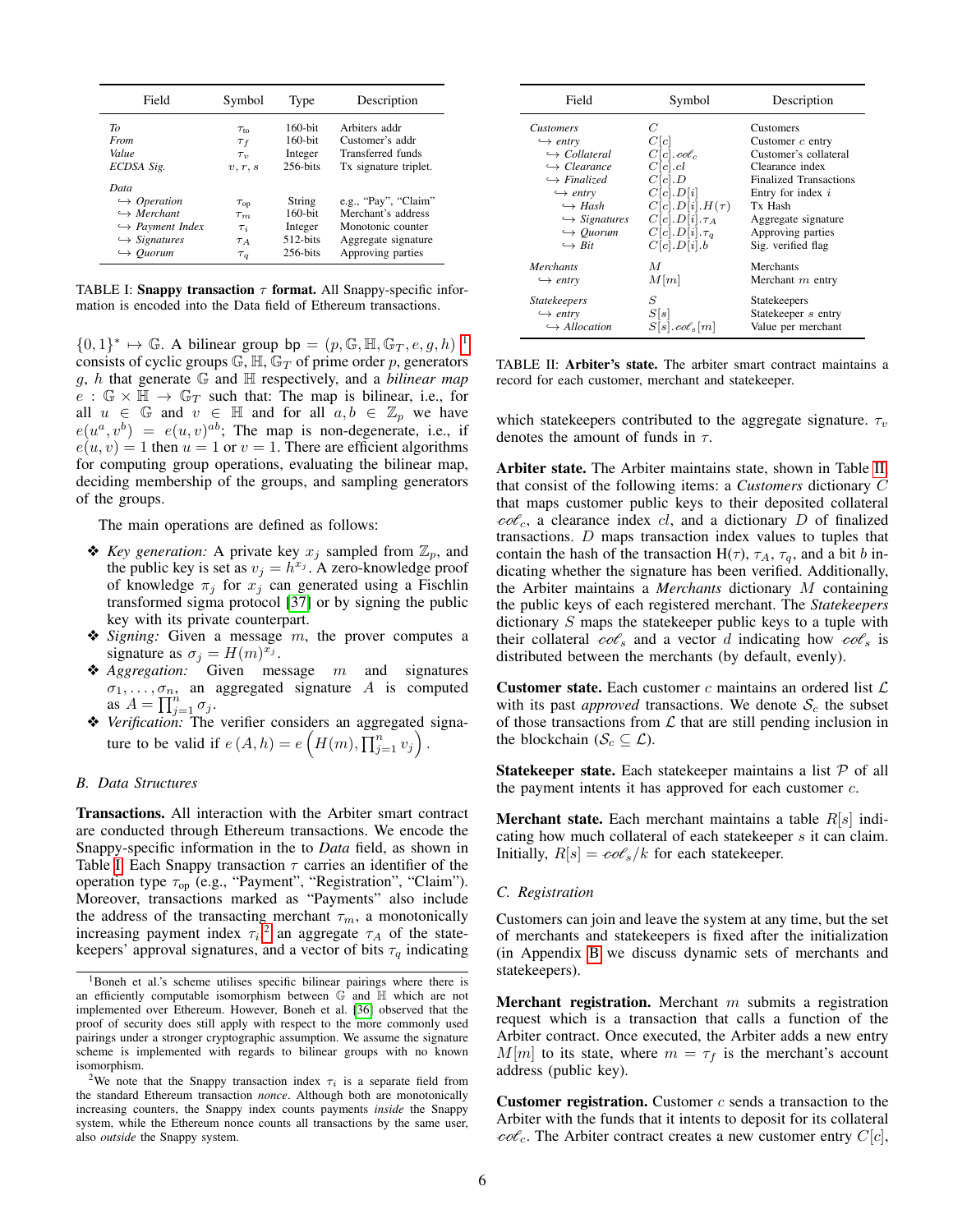| Field | Symbol | Type | Description |
|---|---|---|---|
| *To* | $\tau_{\text{to}}$ | 160-bit | Arbiters addr |
| *From* | $\tau_f$ | 160-bit | Customer's addr |
| *Value* | $\tau_v$ | Integer | Transferred funds |
| *ECDSA Sig.* | $v, r, s$ | 256-bits | Tx signature triplet. |
| *Data* | | | |
| $\hookrightarrow$ *Operation* | $\tau_{\text{op}}$ | String | e.g., "Pay", "Claim" |
| $\hookrightarrow$ *Merchant* | $\tau_m$ | 160-bit | Merchant's address |
| $\hookrightarrow$ *Payment Index* | $\tau_i$ | Integer | Monotonic counter |
| $\hookrightarrow$ *Signatures* | $\tau_A$ | 512-bits | Aggregate signature |
| $\hookrightarrow$ *Quorum* | $\tau_q$ | 256-bits | Approving parties |

TABLE I: **Snappy transaction $\tau$ format.** All Snappy-specific information is encoded into the Data field of Ethereum transactions.

$\{0,1\}^* \mapsto \mathbb{G}$. A bilinear group $\mathsf{bp} = (p, \mathbb{G}, \mathbb{H}, \mathbb{G}_T, e, g, h)$ [1] consists of cyclic groups $\mathbb{G}, \mathbb{H}, \mathbb{G}_T$ of prime order $p$, generators $g$, $h$ that generate $\mathbb{G}$ and $\mathbb{H}$ respectively, and a *bilinear map* $e : \mathbb{G} \times \mathbb{H} \to \mathbb{G}_T$ such that: The map is bilinear, i.e., for all $u \in \mathbb{G}$ and $v \in \mathbb{H}$ and for all $a, b \in \mathbb{Z}_p$ we have $e(u^a, v^b) = e(u, v)^{ab}$; The map is non-degenerate, i.e., if $e(u, v) = 1$ then $u = 1$ or $v = 1$. There are efficient algorithms for computing group operations, evaluating the bilinear map, deciding membership of the groups, and sampling generators of the groups.

The main operations are defined as follows:

- *Key generation:* A private key $x_j$ sampled from $\mathbb{Z}_p$, and the public key is set as $v_j = h^{x_j}$. A zero-knowledge proof of knowledge $\pi_j$ for $x_j$ can generated using a Fischlin transformed sigma protocol [37] or by signing the public key with its private counterpart.
- *Signing:* Given a message $m$, the prover computes a signature as $\sigma_j = H(m)^{x_j}$.
- *Aggregation:* Given message $m$ and signatures $\sigma_1, \dots, \sigma_n$, an aggregated signature $A$ is computed as $A = \prod_{j=1}^{n} \sigma_j$.
- *Verification:* The verifier considers an aggregated signature to be valid if $e(A, h) = e\left(H(m), \prod_{j=1}^{n} v_j\right)$.

### B. Data Structures

**Transactions.** All interaction with the Arbiter smart contract are conducted through Ethereum transactions. We encode the Snappy-specific information in the to *Data* field, as shown in Table I. Each Snappy transaction $\tau$ carries an identifier of the operation type $\tau_{\text{op}}$ (e.g., "Payment", "Registration", "Claim"). Moreover, transactions marked as "Payments" also include the address of the transacting merchant $\tau_m$, a monotonically increasing payment index $\tau_i$,[2] an aggregate $\tau_A$ of the statekeepers' approval signatures, and a vector of bits $\tau_q$ indicating which statekeepers contributed to the aggregate signature. $\tau_v$ denotes the amount of funds in $\tau$.

| Field | Symbol | Description |
|---|---|---|
| *Customers* | $C$ | Customers |
| $\hookrightarrow$ *entry* | $C[c]$ | Customer $c$ entry |
| $\hookrightarrow$ *Collateral* | $C[c].col_c$ | Customer's collateral |
| $\hookrightarrow$ *Clearance* | $C[c].cl$ | Clearance index |
| $\hookrightarrow$ *Finalized* | $C[c].D$ | Finalized Transactions |
| $\hookrightarrow$ *entry* | $C[c].D[i]$ | Entry for index $i$ |
| $\hookrightarrow$ *Hash* | $C[c].D[i].H(\tau)$ | Tx Hash |
| $\hookrightarrow$ *Signatures* | $C[c].D[i].\tau_A$ | Aggregate signature |
| $\hookrightarrow$ *Quorum* | $C[c].D[i].\tau_q$ | Approving parties |
| $\hookrightarrow$ *Bit* | $C[c].D[i].b$ | Sig. verified flag |
| *Merchants* | $M$ | Merchants |
| $\hookrightarrow$ *entry* | $M[m]$ | Merchant $m$ entry |
| *Statekeepers* | $S$ | Statekeepers |
| $\hookrightarrow$ *entry* | $S[s]$ | Statekeeper $s$ entry |
| $\hookrightarrow$ *Allocation* | $S[s].col_s[m]$ | Value per merchant |

TABLE II: **Arbiter's state.** The arbiter smart contract maintains a record for each customer, merchant and statekeeper.

**Arbiter state.** The Arbiter maintains state, shown in Table II, that consist of the following items: a *Customers* dictionary $C$ that maps customer public keys to their deposited collateral $col_c$, a clearance index $cl$, and a dictionary $D$ of finalized transactions. $D$ maps transaction index values to tuples that contain the hash of the transaction $\mathrm{H}(\tau)$, $\tau_A$, $\tau_q$, and a bit $b$ indicating whether the signature has been verified. Additionally, the Arbiter maintains a *Merchants* dictionary $M$ containing the public keys of each registered merchant. The *Statekeepers* dictionary $S$ maps the statekeeper public keys to a tuple with their collateral $col_s$ and a vector $d$ indicating how $col_s$ is distributed between the merchants (by default, evenly).

**Customer state.** Each customer $c$ maintains an ordered list $\mathcal{L}$ with its past *approved* transactions. We denote $\mathcal{S}_c$ the subset of those transactions from $\mathcal{L}$ that are still pending inclusion in the blockchain ($\mathcal{S}_c \subseteq \mathcal{L}$).

**Statekeeper state.** Each statekeeper maintains a list $\mathcal{P}$ of all the payment intents it has approved for each customer $c$.

**Merchant state.** Each merchant maintains a table $R[s]$ indicating how much collateral of each statekeeper $s$ it can claim. Initially, $R[s] = col_s/k$ for each statekeeper.

### C. Registration

Customers can join and leave the system at any time, but the set of merchants and statekeepers is fixed after the initialization (in Appendix B we discuss dynamic sets of merchants and statekeepers).

**Merchant registration.** Merchant $m$ submits a registration request which is a transaction that calls a function of the Arbiter contract. Once executed, the Arbiter adds a new entry $M[m]$ to its state, where $m = \tau_f$ is the merchant's account address (public key).

**Customer registration.** Customer $c$ sends a transaction to the Arbiter with the funds that it intends to deposit for its collateral $col_c$. The Arbiter contract creates a new customer entry $C[c]$,

---

[1] Boneh et al.'s scheme utilises specific bilinear pairings where there is an efficiently computable isomorphism between $\mathbb{G}$ and $\mathbb{H}$ which are not implemented over Ethereum. However, Boneh et al. [36] observed that the proof of security does still apply with respect to the more commonly used pairings under a stronger cryptographic assumption. We assume the signature scheme is implemented with regards to bilinear groups with no known isomorphism.

[2] We note that the Snappy transaction index $\tau_i$ is a separate field from the standard Ethereum transaction *nonce*. Although both are monotonically increasing counters, the Snappy index counts payments *inside* the Snappy system, while the Ethereum nonce counts all transactions by the same user, also *outside* the Snappy system.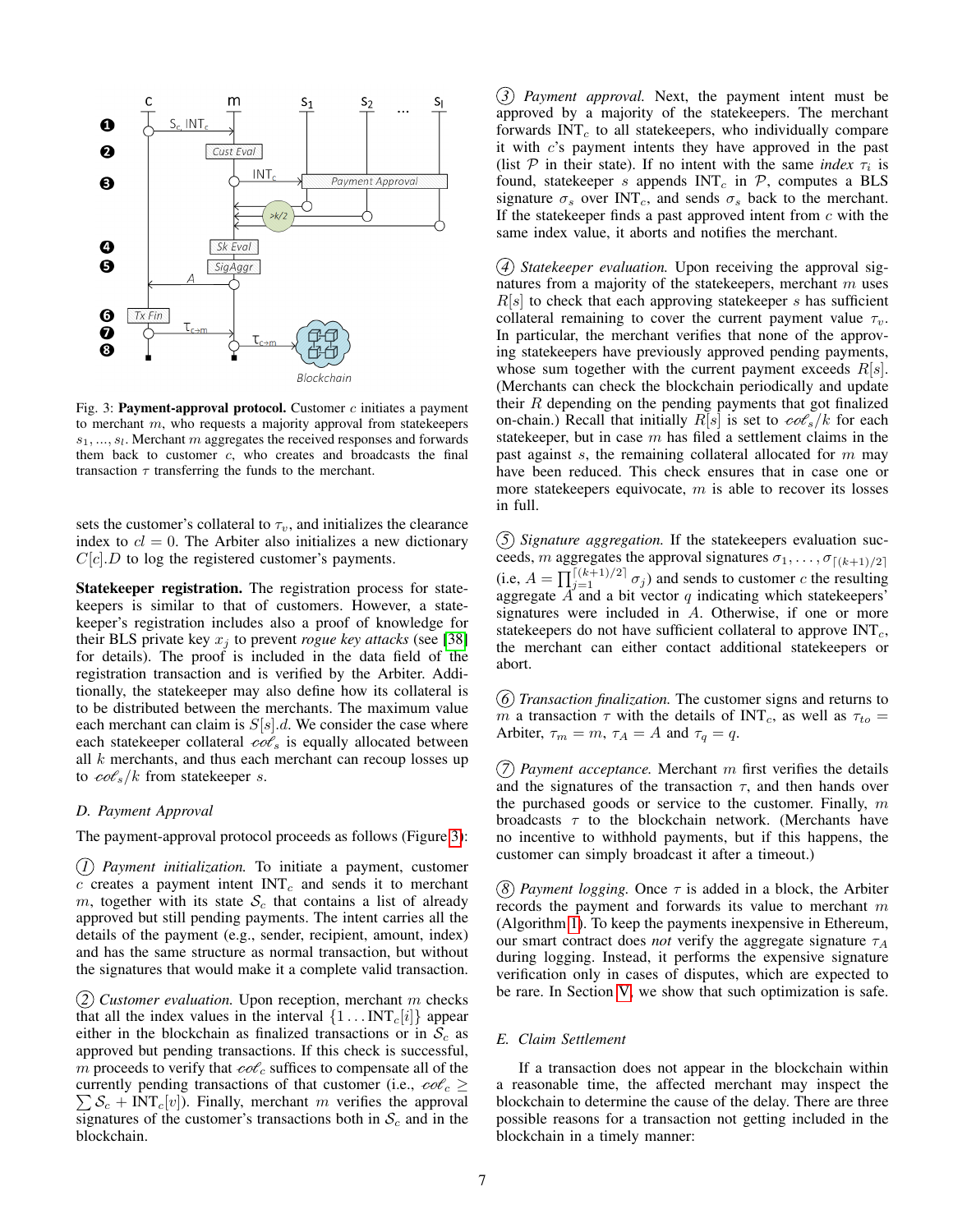Fig. 3: **Payment-approval protocol.** Customer $c$ initiates a payment to merchant $m$, who requests a majority approval from statekeepers $s_1, ..., s_l$. Merchant $m$ aggregates the received responses and forwards them back to customer $c$, who creates and broadcasts the final transaction $\tau$ transferring the funds to the merchant.

sets the customer's collateral to $\tau_v$, and initializes the clearance index to $cl = 0$. The Arbiter also initializes a new dictionary $C[c].D$ to log the registered customer's payments.

**Statekeeper registration.** The registration process for statekeepers is similar to that of customers. However, a statekeeper's registration includes also a proof of knowledge for their BLS private key $x_j$ to prevent *rogue key attacks* (see [38] for details). The proof is included in the data field of the registration transaction and is verified by the Arbiter. Additionally, the statekeeper may also define how its collateral is to be distributed between the merchants. The maximum value each merchant can claim is $S[s].d$. We consider the case where each statekeeper collateral $col_s$ is equally allocated between all $k$ merchants, and thus each merchant can recoup losses up to $col_s/k$ from statekeeper $s$.

### D. Payment Approval

The payment-approval protocol proceeds as follows (Figure 3):

① *Payment initialization.* To initiate a payment, customer $c$ creates a payment intent $\text{INT}_c$ and sends it to merchant $m$, together with its state $\mathcal{S}_c$ that contains a list of already approved but still pending payments. The intent carries all the details of the payment (e.g., sender, recipient, amount, index) and has the same structure as normal transaction, but without the signatures that would make it a complete valid transaction.

② *Customer evaluation.* Upon reception, merchant $m$ checks that all the index values in the interval $\{1 \dots \text{INT}_c[i]\}$ appear either in the blockchain as finalized transactions or in $\mathcal{S}_c$ as approved but pending transactions. If this check is successful, $m$ proceeds to verify that $col_c$ suffices to compensate all of the currently pending transactions of that customer (i.e., $col_c \geq \sum \mathcal{S}_c + \text{INT}_c[v]$). Finally, merchant $m$ verifies the approval signatures of the customer's transactions both in $\mathcal{S}_c$ and in the blockchain.

③ *Payment approval.* Next, the payment intent must be approved by a majority of the statekeepers. The merchant forwards $\text{INT}_c$ to all statekeepers, who individually compare it with $c$'s payment intents they have approved in the past (list $\mathcal{P}$ in their state). If no intent with the same *index* $\tau_i$ is found, statekeeper $s$ appends $\text{INT}_c$ in $\mathcal{P}$, computes a BLS signature $\sigma_s$ over $\text{INT}_c$, and sends $\sigma_s$ back to the merchant. If the statekeeper finds a past approved intent from $c$ with the same index value, it aborts and notifies the merchant.

④ *Statekeeper evaluation.* Upon receiving the approval signatures from a majority of the statekeepers, merchant $m$ uses $R[s]$ to check that each approving statekeeper $s$ has sufficient collateral remaining to cover the current payment value $\tau_v$. In particular, the merchant verifies that none of the approving statekeepers have previously approved pending payments, whose sum together with the current payment exceeds $R[s]$. (Merchants can check the blockchain periodically and update their $R$ depending on the pending payments that got finalized on-chain.) Recall that initially $R[s]$ is set to $col_s/k$ for each statekeeper, but in case $m$ has filed a settlement claims in the past against $s$, the remaining collateral allocated for $m$ may have been reduced. This check ensures that in case one or more statekeepers equivocate, $m$ is able to recover its losses in full.

⑤ *Signature aggregation.* If the statekeepers evaluation succeeds, $m$ aggregates the approval signatures $\sigma_1, \dots, \sigma_{\lceil (k+1)/2 \rceil}$ (i.e, $A = \prod_{j=1}^{\lceil (k+1)/2 \rceil} \sigma_j$) and sends to customer $c$ the resulting aggregate $A$ and a bit vector $q$ indicating which statekeepers' signatures were included in $A$. Otherwise, if one or more statekeepers do not have sufficient collateral to approve $\text{INT}_c$, the merchant can either contact additional statekeepers or abort.

⑥ *Transaction finalization.* The customer signs and returns to $m$ a transaction $\tau$ with the details of $\text{INT}_c$, as well as $\tau_{to} =$ Arbiter, $\tau_m = m$, $\tau_A = A$ and $\tau_q = q$.

⑦ *Payment acceptance.* Merchant $m$ first verifies the details and the signatures of the transaction $\tau$, and then hands over the purchased goods or service to the customer. Finally, $m$ broadcasts $\tau$ to the blockchain network. (Merchants have no incentive to withhold payments, but if this happens, the customer can simply broadcast it after a timeout.)

⑧ *Payment logging.* Once $\tau$ is added in a block, the Arbiter records the payment and forwards its value to merchant $m$ (Algorithm 1). To keep the payments inexpensive in Ethereum, our smart contract does *not* verify the aggregate signature $\tau_A$ during logging. Instead, it performs the expensive signature verification only in cases of disputes, which are expected to be rare. In Section V, we show that such optimization is safe.

### E. Claim Settlement

If a transaction does not appear in the blockchain within a reasonable time, the affected merchant may inspect the blockchain to determine the cause of the delay. There are three possible reasons for a transaction not getting included in the blockchain in a timely manner: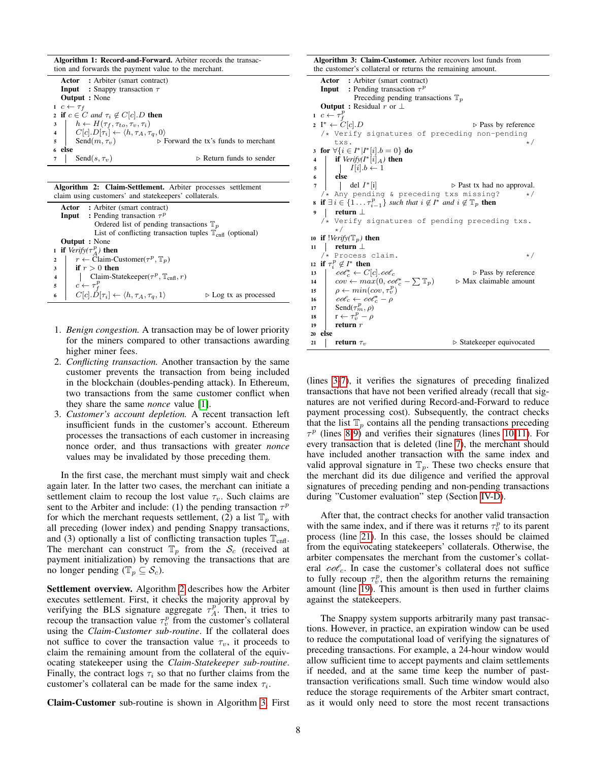**Algorithm 1: Record-and-Forward.** Arbiter records the transaction and forwards the payment value to the merchant.

```
Actor   : Arbiter (smart contract)
Input   : Snappy transaction τ
Output  : None
1 c ← τ_f
2 if c ∈ C and τ_i ∉ C[c].D then
3   h ← H(τ_f, τ_to, τ_v, τ_i)
4   C[c].D[τ_i] ← ⟨h, τ_A, τ_q, 0⟩
5   Send(m, τ_v)                    ▷ Forward the tx's funds to merchant
6 else
7   Send(s, τ_v)                    ▷ Return funds to sender
```

**Algorithm 2: Claim-Settlement.** Arbiter processes settlement claim using customers' and statekeepers' collaterals.

```
Actor   : Arbiter (smart contract)
Input   : Pending transaction τ^p
          Ordered list of pending transactions T_p
          List of conflicting transaction tuples T_cnfl (optional)
Output  : None
1 if Verify(τ^p_A) then
2   r ← Claim-Customer(τ^p, T_p)
3   if r > 0 then
4     Claim-Statekeeper(τ^p, T_cnfl, r)
5   c ← τ^p_f
6   C[c].D[τ_i] ← ⟨h, τ_A, τ_q, 1⟩    ▷ Log tx as processed
```

1. *Benign congestion.* A transaction may be of lower priority for the miners compared to other transactions awarding higher miner fees.
2. *Conflicting transaction.* Another transaction by the same customer prevents the transaction from being included in the blockchain (doubles-pending attack). In Ethereum, two transactions from the same customer conflict when they share the same *nonce* value [1].
3. *Customer's account depletion.* A recent transaction left insufficient funds in the customer's account. Ethereum processes the transactions of each customer in increasing nonce order, and thus transactions with greater *nonce* values may be invalidated by those preceding them.

In the first case, the merchant must simply wait and check again later. In the latter two cases, the merchant can initiate a settlement claim to recoup the lost value $\tau_v$. Such claims are sent to the Arbiter and include: (1) the pending transaction $\tau^p$ for which the merchant requests settlement, (2) a list $\mathbb{T}_p$ with all preceding (lower index) and pending Snappy transactions, and (3) optionally a list of conflicting transaction tuples $\mathbb{T}_{\text{cnfl}}$. The merchant can construct $\mathbb{T}_p$ from the $\mathcal{S}_c$ (received at payment initialization) by removing the transactions that are no longer pending ($\mathbb{T}_p \subseteq \mathcal{S}_c$).

**Settlement overview.** Algorithm 2 describes how the Arbiter executes settlement. First, it checks the majority approval by verifying the BLS signature aggregate $\tau^p_A$. Then, it tries to recoup the transaction value $\tau^p_v$ from the customer's collateral using the *Claim-Customer sub-routine*. If the collateral does not suffice to cover the transaction value $\tau_v$, it proceeds to claim the remaining amount from the collateral of the equivocating statekeeper using the *Claim-Statekeeper sub-routine*. Finally, the contract logs $\tau_i$ so that no further claims from the customer's collateral can be made for the same index $\tau_i$.

**Claim-Customer** sub-routine is shown in Algorithm 3. First

**Algorithm 3: Claim-Customer.** Arbiter recovers lost funds from the customer's collateral or returns the remaining amount.

```
Actor   : Arbiter (smart contract)
Input   : Pending transaction τ^p
          Preceding pending transactions T_p
Output  : Residual r or ⊥
1  c ← τ^p_f
2  I* ← C[c].D                          ▷ Pass by reference
   /* Verify signatures of preceding non-pending txs.          */
3  for ∀{i ∈ I* | I*[i].b = 0} do
4    if Verify(I*[i]_A) then
5      I[i].b ← 1
6    else
7      del I*[i]                        ▷ Past tx had no approval.
   /* Any pending & preceding txs missing?                     */
8  if ∃ i ∈ {1 ... τ^p_{i−1}} such that i ∉ I* and i ∉ T_p then
9    return ⊥
   /* Verify signatures of pending preceding txs.               */
10 if !Verify(T_p) then
11   return ⊥
   /* Process claim.                                            */
12 if τ^p_i ∉ I* then
13   col*_c ← C[c].col_c                ▷ Pass by reference
14   cov ← max(0, col*_c − Σ T_p)       ▷ Max claimable amount
15   ρ ← min(cov, τ^p_v)
16   col_c ← col*_c − ρ
17   Send(τ^p_m, ρ)
18   r ← τ^p_v − ρ
19   return r
20 else
21   return τ_v                         ▷ Statekeeper equivocated
```

(lines 3-7), it verifies the signatures of preceding finalized transactions that have not been verified already (recall that signatures are not verified during Record-and-Forward to reduce payment processing cost). Subsequently, the contract checks that the list $\mathbb{T}_p$ contains all the pending transactions preceding $\tau^p$ (lines 8-9) and verifies their signatures (lines 10-11). For every transaction that is deleted (line 7), the merchant should have included another transaction with the same index and valid approval signature in $\mathbb{T}_p$. These two checks ensure that the merchant did its due diligence and verified the approval signatures of preceding pending and non-pending transactions during "Customer evaluation" step (Section IV-D).

After that, the contract checks for another valid transaction with the same index, and if there was it returns $\tau^p_v$ to its parent process (line 21). In this case, the losses should be claimed from the equivocating statekeepers' collaterals. Otherwise, the arbiter compensates the merchant from the customer's collateral $col_c$. In case the customer's collateral does not suffice to fully recoup $\tau^p_v$, then the algorithm returns the remaining amount (line 19). This amount is then used in further claims against the statekeepers.

The Snappy system supports arbitrarily many past transactions. However, in practice, an expiration window can be used to reduce the computational load of verifying the signatures of preceding transactions. For example, a 24-hour window would allow sufficient time to accept payments and claim settlements if needed, and at the same time keep the number of past-transaction verifications small. Such time window would also reduce the storage requirements of the Arbiter smart contract, as it would only need to store the most recent transactions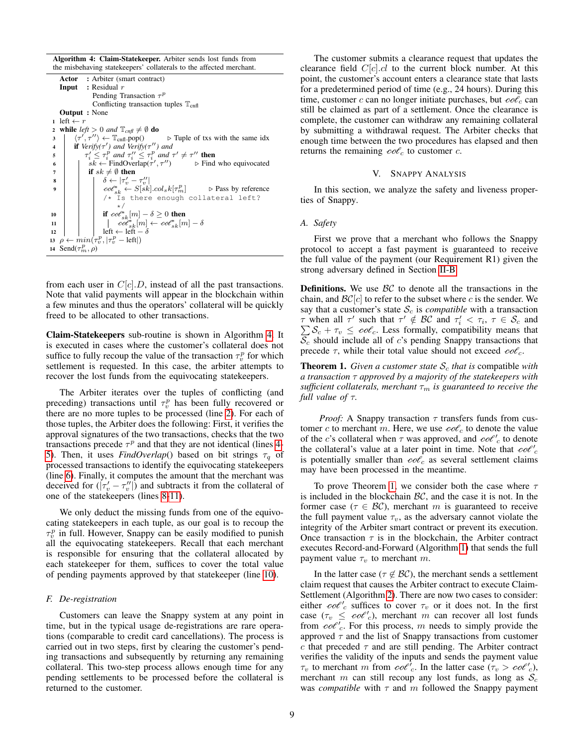**Algorithm 4: Claim-Statekeeper.** Arbiter sends lost funds from the misbehaving statekeepers' collaterals to the affected merchant.

```
Actor   : Arbiter (smart contract)
Input   : Residual r
          Pending Transaction τ^p
          Conflicting transaction tuples T_cnfl
Output  : None
1  left ← r
2  while left > 0 and T_cnfl ≠ ∅ do
3      ⟨τ′, τ″⟩ ← T_cnfl.pop()          ▷ Tuple of txs with the same idx
4      if Verify(τ′) and Verify(τ″) and
5          τ′_i ≤ τ^p_i and τ″_i ≤ τ^p_i and τ′ ≠ τ″ then
6          sk ← FindOverlap(τ′, τ″)      ▷ Find who equivocated
7          if sk ≠ ∅ then
8              δ ← |τ′_v − τ″_v|
9              col*_sk ← S[sk].col_s k[τ^p_m]      ▷ Pass by reference
               /* Is there enough collateral left?
                  */
10             if col*_sk[m] − δ ≥ 0 then
11                 col*_sk[m] ← col*_sk[m] − δ
12             left ← left − δ
13 ρ ← min(τ^p_v, |τ^p_v − left|)
14 Send(τ^p_m, ρ)
```

from each user in $C[c].D$, instead of all the past transactions. Note that valid payments will appear in the blockchain within a few minutes and thus the operators' collateral will be quickly freed to be allocated to other transactions.

**Claim-Statekeepers** sub-routine is shown in Algorithm 4. It is executed in cases where the customer's collateral does not suffice to fully recoup the value of the transaction $\tau_v^p$ for which settlement is requested. In this case, the arbiter attempts to recover the lost funds from the equivocating statekeepers.

The Arbiter iterates over the tuples of conflicting (and preceding) transactions until $\tau_v^p$ has been fully recovered or there are no more tuples to be processed (line 2). For each of those tuples, the Arbiter does the following: First, it verifies the approval signatures of the two transactions, checks that the two transactions precede $\tau^p$ and that they are not identical (lines 4-5). Then, it uses *FindOverlap*() based on bit strings $\tau_q$ of processed transactions to identify the equivocating statekeepers (line 6). Finally, it computes the amount that the merchant was deceived for ($|\tau_v' - \tau_v''|$) and subtracts it from the collateral of one of the statekeepers (lines 8-11).

We only deduct the missing funds from one of the equivocating statekeepers in each tuple, as our goal is to recoup the $\tau_v^p$ in full. However, Snappy can be easily modified to punish all the equivocating statekeepers. Recall that each merchant is responsible for ensuring that the collateral allocated by each statekeeper for them, suffices to cover the total value of pending payments approved by that statekeeper (line 10).

### F. De-registration

Customers can leave the Snappy system at any point in time, but in the typical usage de-registrations are rare operations (comparable to credit card cancellations). The process is carried out in two steps, first by clearing the customer's pending transactions and subsequently by returning any remaining collateral. This two-step process allows enough time for any pending settlements to be processed before the collateral is returned to the customer.

The customer submits a clearance request that updates the clearance field $C[c].cl$ to the current block number. At this point, the customer's account enters a clearance state that lasts for a predetermined period of time (e.g., 24 hours). During this time, customer $c$ can no longer initiate purchases, but $col_c$ can still be claimed as part of a settlement. Once the clearance is complete, the customer can withdraw any remaining collateral by submitting a withdrawal request. The Arbiter checks that enough time between the two procedures has elapsed and then returns the remaining $col_c$ to customer $c$.

## V. Snappy Analysis

In this section, we analyze the safety and liveness properties of Snappy.

### A. Safety

First we prove that a merchant who follows the Snappy protocol to accept a fast payment is guaranteed to receive the full value of the payment (our Requirement R1) given the strong adversary defined in Section II-B.

**Definitions.** We use $\mathcal{BC}$ to denote all the transactions in the chain, and $\mathcal{BC}[c]$ to refer to the subset where $c$ is the sender. We say that a customer's state $\mathcal{S}_c$ is *compatible* with a transaction $\tau$ when all $\tau'$ such that $\tau' \notin \mathcal{BC}$ and $\tau_i' < \tau_i$, $\tau \in \mathcal{S}_c$ and $\sum \mathcal{S}_c + \tau_v \leq col_c$. Less formally, compatibility means that $\mathcal{S}_c$ should include all of $c$'s pending Snappy transactions that precede $\tau$, while their total value should not exceed $col_c$.

**Theorem 1.** *Given a customer state $\mathcal{S}_c$ that is compatible with a transaction $\tau$ approved by a majority of the statekeepers with sufficient collaterals, merchant $\tau_m$ is guaranteed to receive the full value of $\tau$.*

*Proof:* A Snappy transaction $\tau$ transfers funds from customer $c$ to merchant $m$. Here, we use $col_c$ to denote the value of the $c$'s collateral when $\tau$ was approved, and $col'_c$ to denote the collateral's value at a later point in time. Note that $col'_c$ is potentially smaller than $col_c$ as several settlement claims may have been processed in the meantime.

To prove Theorem 1, we consider both the case where $\tau$ is included in the blockchain $\mathcal{BC}$, and the case it is not. In the former case ($\tau \in \mathcal{BC}$), merchant $m$ is guaranteed to receive the full payment value $\tau_v$, as the adversary cannot violate the integrity of the Arbiter smart contract or prevent its execution. Once transaction $\tau$ is in the blockchain, the Arbiter contract executes Record-and-Forward (Algorithm 1) that sends the full payment value $\tau_v$ to merchant $m$.

In the latter case ($\tau \notin \mathcal{BC}$), the merchant sends a settlement claim request that causes the Arbiter contract to execute Claim-Settlement (Algorithm 2). There are now two cases to consider: either $col'_c$ suffices to cover $\tau_v$ or it does not. In the first case ($\tau_v \leq col'_c$), merchant $m$ can recover all lost funds from $col'_c$. For this process, $m$ needs to simply provide the approved $\tau$ and the list of Snappy transactions from customer $c$ that preceded $\tau$ and are still pending. The Arbiter contract verifies the validity of the inputs and sends the payment value $\tau_v$ to merchant $m$ from $col'_c$. In the latter case ($\tau_v > col'_c$), merchant $m$ can still recoup any lost funds, as long as $\mathcal{S}_c$ was *compatible* with $\tau$ and $m$ followed the Snappy payment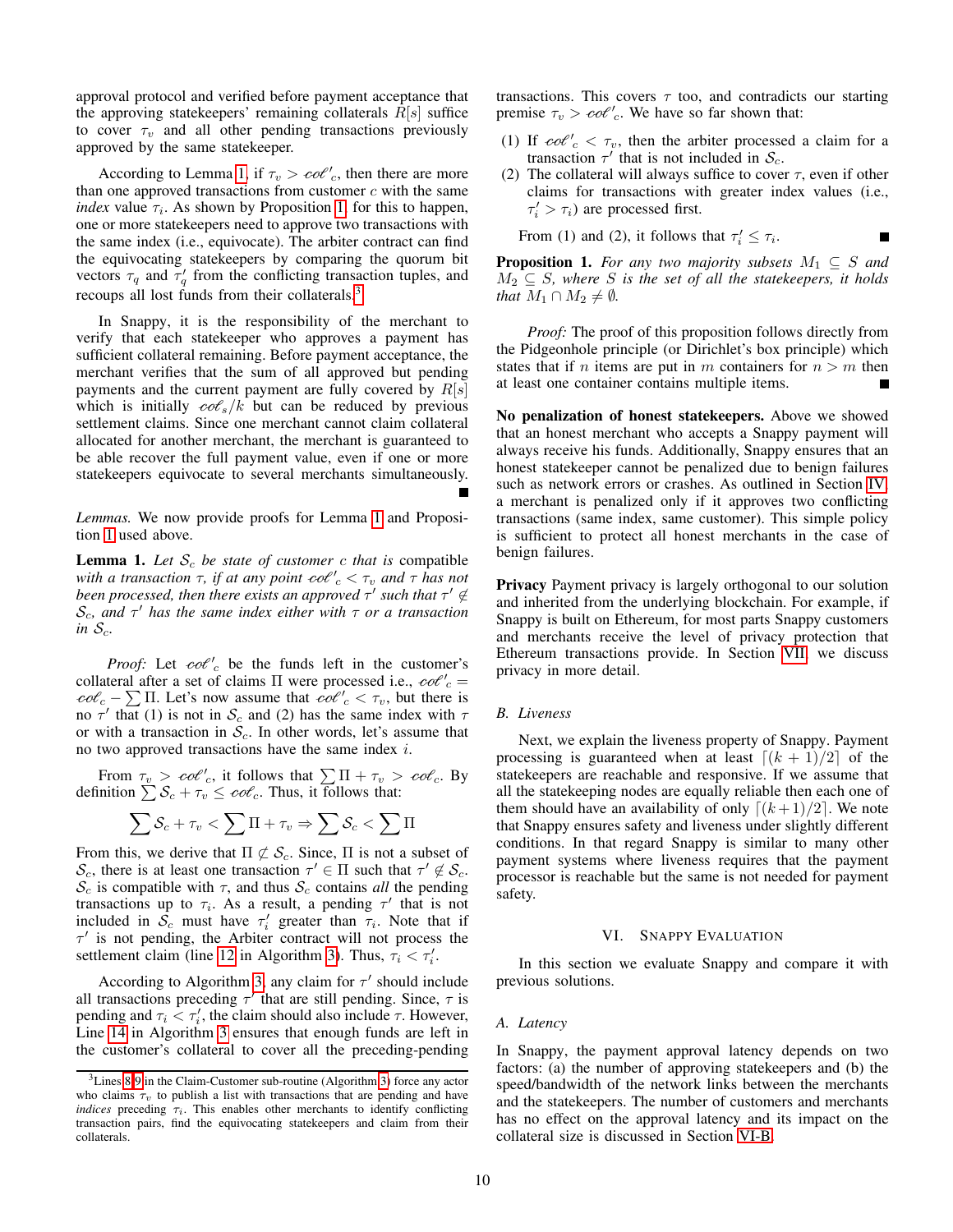approval protocol and verified before payment acceptance that the approving statekeepers' remaining collaterals $R[s]$ suffice to cover $\tau_v$ and all other pending transactions previously approved by the same statekeeper.

According to Lemma 1, if $\tau_v > \mathit{col}'_c$, then there are more than one approved transactions from customer $c$ with the same *index* value $\tau_i$. As shown by Proposition 1, for this to happen, one or more statekeepers need to approve two transactions with the same index (i.e., equivocate). The arbiter contract can find the equivocating statekeepers by comparing the quorum bit vectors $\tau_q$ and $\tau'_q$ from the conflicting transaction tuples, and recoups all lost funds from their collaterals.[3]

In Snappy, it is the responsibility of the merchant to verify that each statekeeper who approves a payment has sufficient collateral remaining. Before payment acceptance, the merchant verifies that the sum of all approved but pending payments and the current payment are fully covered by $R[s]$ which is initially $\mathit{col}_s/k$ but can be reduced by previous settlement claims. Since one merchant cannot claim collateral allocated for another merchant, the merchant is guaranteed to be able recover the full payment value, even if one or more statekeepers equivocate to several merchants simultaneously. ∎

*Lemmas.* We now provide proofs for Lemma 1 and Proposition 1 used above.

**Lemma 1.** *Let $\mathcal{S}_c$ be state of customer $c$ that is* compatible *with a transaction $\tau$, if at any point $\mathit{col}'_c < \tau_v$ and $\tau$ has not been processed, then there exists an approved $\tau'$ such that $\tau' \notin \mathcal{S}_c$, and $\tau'$ has the same index either with $\tau$ or a transaction in $\mathcal{S}_c$.*

*Proof:* Let $\mathit{col}'_c$ be the funds left in the customer's collateral after a set of claims $\Pi$ were processed i.e., $\mathit{col}'_c = \mathit{col}_c - \sum \Pi$. Let's now assume that $\mathit{col}'_c < \tau_v$, but there is no $\tau'$ that (1) is not in $\mathcal{S}_c$ and (2) has the same index with $\tau$ or with a transaction in $\mathcal{S}_c$. In other words, let's assume that no two approved transactions have the same index $i$.

From $\tau_v > \mathit{col}'_c$, it follows that $\sum \Pi + \tau_v > \mathit{col}_c$. By definition $\sum \mathcal{S}_c + \tau_v \leq \mathit{col}_c$. Thus, it follows that:

$$\sum \mathcal{S}_c + \tau_v < \sum \Pi + \tau_v \Rightarrow \sum \mathcal{S}_c < \sum \Pi$$

From this, we derive that $\Pi \not\subset \mathcal{S}_c$. Since, $\Pi$ is not a subset of $\mathcal{S}_c$, there is at least one transaction $\tau' \in \Pi$ such that $\tau' \notin \mathcal{S}_c$. $\mathcal{S}_c$ is compatible with $\tau$, and thus $\mathcal{S}_c$ contains *all* the pending transactions up to $\tau_i$. As a result, a pending $\tau'$ that is not included in $\mathcal{S}_c$ must have $\tau'_i$ greater than $\tau_i$. Note that if $\tau'$ is not pending, the Arbiter contract will not process the settlement claim (line 12 in Algorithm 3). Thus, $\tau_i < \tau'_i$.

According to Algorithm 3, any claim for $\tau'$ should include all transactions preceding $\tau'$ that are still pending. Since, $\tau$ is pending and $\tau_i < \tau'_i$, the claim should also include $\tau$. However, Line 14 in Algorithm 3 ensures that enough funds are left in the customer's collateral to cover all the preceding-pending transactions. This covers $\tau$ too, and contradicts our starting premise $\tau_v > \mathit{col}'_c$. We have so far shown that:

1. If $\mathit{col}'_c < \tau_v$, then the arbiter processed a claim for a transaction $\tau'$ that is not included in $\mathcal{S}_c$.
2. The collateral will always suffice to cover $\tau$, even if other claims for transactions with greater index values (i.e., $\tau'_i > \tau_i$) are processed first.

From (1) and (2), it follows that $\tau'_i \leq \tau_i$. ∎

**Proposition 1.** *For any two majority subsets $M_1 \subseteq S$ and $M_2 \subseteq S$, where $S$ is the set of all the statekeepers, it holds that $M_1 \cap M_2 \neq \emptyset$.*

*Proof:* The proof of this proposition follows directly from the Pidgeonhole principle (or Dirichlet's box principle) which states that if $n$ items are put in $m$ containers for $n > m$ then at least one container contains multiple items. ∎

**No penalization of honest statekeepers.** Above we showed that an honest merchant who accepts a Snappy payment will always receive his funds. Additionally, Snappy ensures that an honest statekeeper cannot be penalized due to benign failures such as network errors or crashes. As outlined in Section IV, a merchant is penalized only if it approves two conflicting transactions (same index, same customer). This simple policy is sufficient to protect all honest merchants in the case of benign failures.

**Privacy** Payment privacy is largely orthogonal to our solution and inherited from the underlying blockchain. For example, if Snappy is built on Ethereum, for most parts Snappy customers and merchants receive the level of privacy protection that Ethereum transactions provide. In Section VII, we discuss privacy in more detail.

### B. Liveness

Next, we explain the liveness property of Snappy. Payment processing is guaranteed when at least $\lceil (k+1)/2 \rceil$ of the statekeepers are reachable and responsive. If we assume that all the statekeeping nodes are equally reliable then each one of them should have an availability of only $\lceil (k+1)/2 \rceil$. We note that Snappy ensures safety and liveness under slightly different conditions. In that regard Snappy is similar to many other payment systems where liveness requires that the payment processor is reachable but the same is not needed for payment safety.

## VI. Snappy Evaluation

In this section we evaluate Snappy and compare it with previous solutions.

### A. Latency

In Snappy, the payment approval latency depends on two factors: (a) the number of approving statekeepers and (b) the speed/bandwidth of the network links between the merchants and the statekeepers. The number of customers and merchants has no effect on the approval latency and its impact on the collateral size is discussed in Section VI-B.

---

[3] Lines 8-9 in the Claim-Customer sub-routine (Algorithm 3) force any actor who claims $\tau_v$ to publish a list with transactions that are pending and have *indices* preceding $\tau_i$. This enables other merchants to identify conflicting transaction pairs, find the equivocating statekeepers and claim from their collaterals.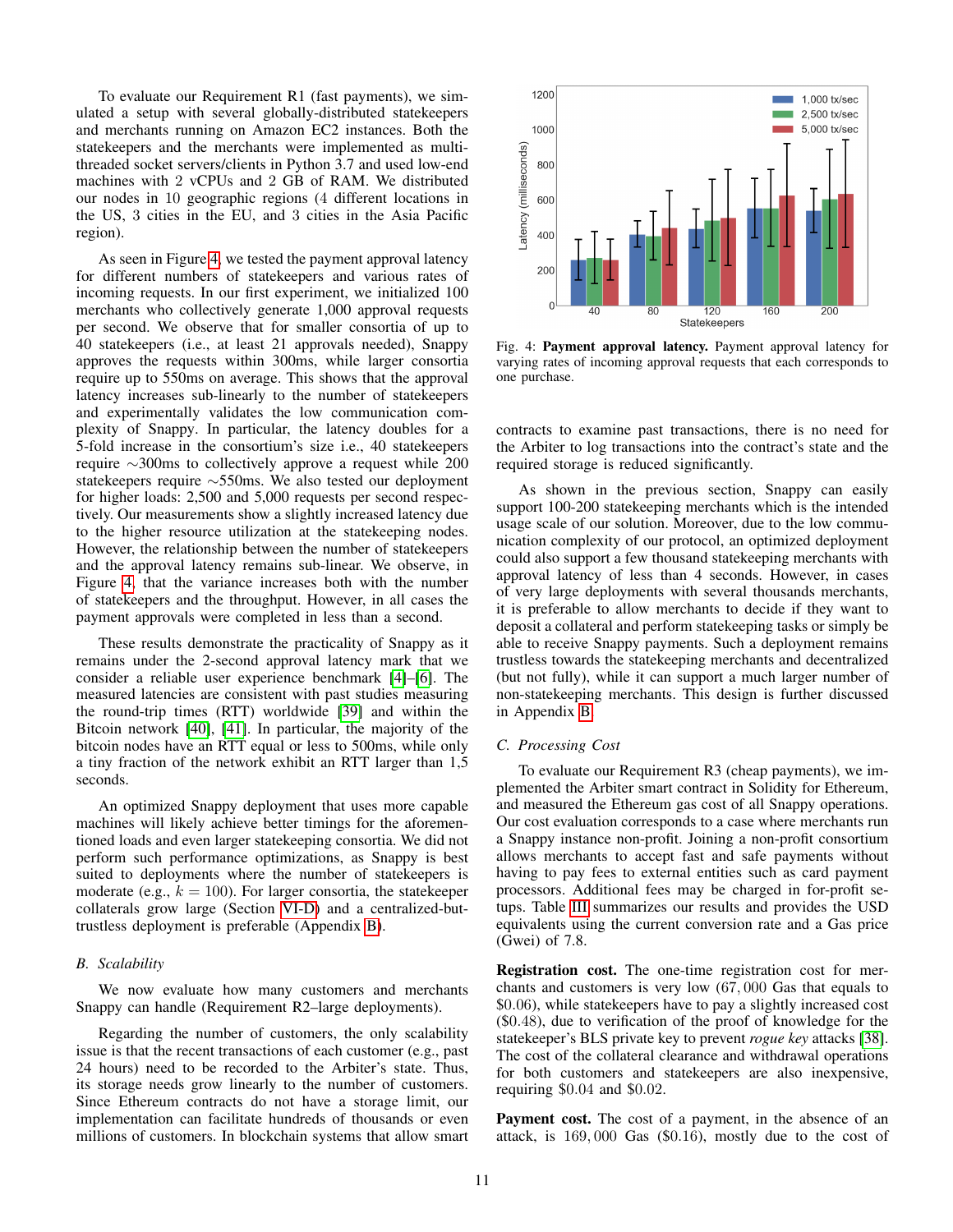To evaluate our Requirement R1 (fast payments), we simulated a setup with several globally-distributed statekeepers and merchants running on Amazon EC2 instances. Both the statekeepers and the merchants were implemented as multi-threaded socket servers/clients in Python 3.7 and used low-end machines with 2 vCPUs and 2 GB of RAM. We distributed our nodes in 10 geographic regions (4 different locations in the US, 3 cities in the EU, and 3 cities in the Asia Pacific region).

As seen in Figure 4, we tested the payment approval latency for different numbers of statekeepers and various rates of incoming requests. In our first experiment, we initialized 100 merchants who collectively generate 1,000 approval requests per second. We observe that for smaller consortia of up to 40 statekeepers (i.e., at least 21 approvals needed), Snappy approves the requests within 300ms, while larger consortia require up to 550ms on average. This shows that the approval latency increases sub-linearly to the number of statekeepers and experimentally validates the low communication complexity of Snappy. In particular, the latency doubles for a 5-fold increase in the consortium's size i.e., 40 statekeepers require ∼300ms to collectively approve a request while 200 statekeepers require ∼550ms. We also tested our deployment for higher loads: 2,500 and 5,000 requests per second respectively. Our measurements show a slightly increased latency due to the higher resource utilization at the statekeeping nodes. However, the relationship between the number of statekeepers and the approval latency remains sub-linear. We observe, in Figure 4, that the variance increases both with the number of statekeepers and the throughput. However, in all cases the payment approvals were completed in less than a second.

These results demonstrate the practicality of Snappy as it remains under the 2-second approval latency mark that we consider a reliable user experience benchmark [4]–[6]. The measured latencies are consistent with past studies measuring the round-trip times (RTT) worldwide [39] and within the Bitcoin network [40], [41]. In particular, the majority of the bitcoin nodes have an RTT equal or less to 500ms, while only a tiny fraction of the network exhibit an RTT larger than 1,5 seconds.

An optimized Snappy deployment that uses more capable machines will likely achieve better timings for the aforementioned loads and even larger statekeeping consortia. We did not perform such performance optimizations, as Snappy is best suited to deployments where the number of statekeepers is moderate (e.g., $k = 100$). For larger consortia, the statekeeper collaterals grow large (Section VI-D) and a centralized-but-trustless deployment is preferable (Appendix B).

### B. Scalability

We now evaluate how many customers and merchants Snappy can handle (Requirement R2–large deployments).

Regarding the number of customers, the only scalability issue is that the recent transactions of each customer (e.g., past 24 hours) need to be recorded to the Arbiter's state. Thus, its storage needs grow linearly to the number of customers. Since Ethereum contracts do not have a storage limit, our implementation can facilitate hundreds of thousands or even millions of customers. In blockchain systems that allow smart contracts to examine past transactions, there is no need for the Arbiter to log transactions into the contract's state and the required storage is reduced significantly.

Fig. 4: **Payment approval latency.** Payment approval latency for varying rates of incoming approval requests that each corresponds to one purchase.

As shown in the previous section, Snappy can easily support 100-200 statekeeping merchants which is the intended usage scale of our solution. Moreover, due to the low communication complexity of our protocol, an optimized deployment could also support a few thousand statekeeping merchants with approval latency of less than 4 seconds. However, in cases of very large deployments with several thousands merchants, it is preferable to allow merchants to decide if they want to deposit a collateral and perform statekeeping tasks or simply be able to receive Snappy payments. Such a deployment remains trustless towards the statekeeping merchants and decentralized (but not fully), while it can support a much larger number of non-statekeeping merchants. This design is further discussed in Appendix B.

### C. Processing Cost

To evaluate our Requirement R3 (cheap payments), we implemented the Arbiter smart contract in Solidity for Ethereum, and measured the Ethereum gas cost of all Snappy operations. Our cost evaluation corresponds to a case where merchants run a Snappy instance non-profit. Joining a non-profit consortium allows merchants to accept fast and safe payments without having to pay fees to external entities such as card payment processors. Additional fees may be charged in for-profit setups. Table III summarizes our results and provides the USD equivalents using the current conversion rate and a Gas price (Gwei) of 7.8.

**Registration cost.** The one-time registration cost for merchants and customers is very low ($67,000$ Gas that equals to \$0.06), while statekeepers have to pay a slightly increased cost (\$0.48), due to verification of the proof of knowledge for the statekeeper's BLS private key to prevent *rogue key* attacks [38]. The cost of the collateral clearance and withdrawal operations for both customers and statekeepers are also inexpensive, requiring \$0.04 and \$0.02.

**Payment cost.** The cost of a payment, in the absence of an attack, is $169,000$ Gas (\$0.16), mostly due to the cost of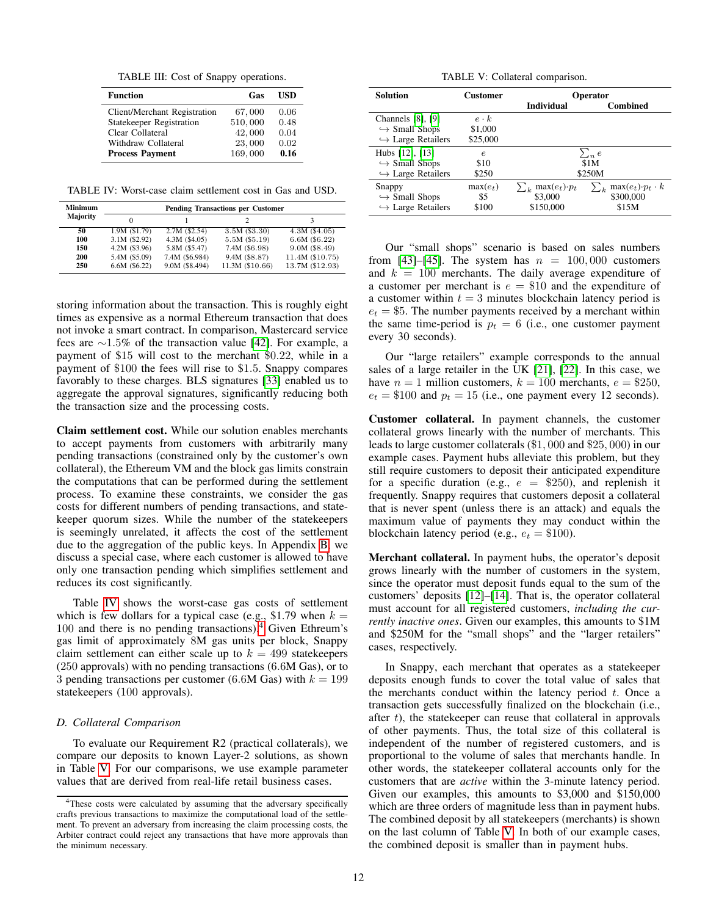TABLE III: Cost of Snappy operations.

| Function | Gas | USD |
|---|---|---|
| Client/Merchant Registration | 67,000 | 0.06 |
| Statekeeper Registration | 510,000 | 0.48 |
| Clear Collateral | 42,000 | 0.04 |
| Withdraw Collateral | 23,000 | 0.02 |
| **Process Payment** | 169,000 | **0.16** |

TABLE IV: Worst-case claim settlement cost in Gas and USD.

| Minimum Majority | Pending Transactions per Customer | | | |
|---|---|---|---|---|
| | 0 | 1 | 2 | 3 |
| **50** | 1.9M ($1.79) | 2.7M ($2.54) | 3.5M ($3.30) | 4.3M ($4.05) |
| **100** | 3.1M ($2.92) | 4.3M ($4.05) | 5.5M ($5.19) | 6.6M ($6.22) |
| **150** | 4.2M ($3.96) | 5.8M ($5.47) | 7.4M ($6.98) | 9.0M ($8.49) |
| **200** | 5.4M ($5.09) | 7.4M ($6.984) | 9.4M ($8.87) | 11.4M ($10.75) |
| **250** | 6.6M ($6.22) | 9.0M ($8.494) | 11.3M ($10.66) | 13.7M ($12.93) |

storing information about the transaction. This is roughly eight times as expensive as a normal Ethereum transaction that does not invoke a smart contract. In comparison, Mastercard service fees are ∼1.5% of the transaction value [42]. For example, a payment of $15 will cost to the merchant $0.22, while in a payment of $100 the fees will rise to $1.5. Snappy compares favorably to these charges. BLS signatures [33] enabled us to aggregate the approval signatures, significantly reducing both the transaction size and the processing costs.

**Claim settlement cost.** While our solution enables merchants to accept payments from customers with arbitrarily many pending transactions (constrained only by the customer's own collateral), the Ethereum VM and the block gas limits constrain the computations that can be performed during the settlement process. To examine these constraints, we consider the gas costs for different numbers of pending transactions, and statekeeper quorum sizes. While the number of the statekeepers is seemingly unrelated, it affects the cost of the settlement due to the aggregation of the public keys. In Appendix B, we discuss a special case, where each customer is allowed to have only one transaction pending which simplifies settlement and reduces its cost significantly.

Table IV shows the worst-case gas costs of settlement which is few dollars for a typical case (e.g., $1.79 when $k = 100$ and there is no pending transactions).[4] Given Ethreum's gas limit of approximately 8M gas units per block, Snappy claim settlement can either scale up to $k = 499$ statekeepers (250 approvals) with no pending transactions (6.6M Gas), or to 3 pending transactions per customer (6.6M Gas) with $k = 199$ statekeepers (100 approvals).

### D. Collateral Comparison

To evaluate our Requirement R2 (practical collaterals), we compare our deposits to known Layer-2 solutions, as shown in Table V. For our comparisons, we use example parameter values that are derived from real-life retail business cases.

[4] These costs were calculated by assuming that the adversary specifically crafts previous transactions to maximize the computational load of the settlement. To prevent an adversary from increasing the claim processing costs, the Arbiter contract could reject any transactions that have more approvals than the minimum necessary.

TABLE V: Collateral comparison.

| Solution | Customer | Operator | |
|---|---|---|---|
| | | Individual | Combined |
| Channels [8], [9] | $e \cdot k$ | | |
| ↪ Small Shops | $1,000 | | |
| ↪ Large Retailers | $25,000 | | |
| Hubs [12], [13] | $e$ | $\sum_n e$ | |
| ↪ Small Shops | $10 | $1M | |
| ↪ Large Retailers | $250 | $250M | |
| Snappy | $\max(e_t)$ | $\sum_k \max(e_t) \cdot p_t$ | $\sum_k \max(e_t) \cdot p_t \cdot k$ |
| ↪ Small Shops | $5 | $3,000 | $300,000 |
| ↪ Large Retailers | $100 | $150,000 | $15M |

Our "small shops" scenario is based on sales numbers from [43]–[45]. The system has $n = 100,000$ customers and $k = 100$ merchants. The daily average expenditure of a customer per merchant is $e = \$10$ and the expenditure of a customer within $t = 3$ minutes blockchain latency period is $e_t = \$5$. The number payments received by a merchant within the same time-period is $p_t = 6$ (i.e., one customer payment every 30 seconds).

Our "large retailers" example corresponds to the annual sales of a large retailer in the UK [21], [22]. In this case, we have $n = 1$ million customers, $k = 100$ merchants, $e = \$250$, $e_t = \$100$ and $p_t = 15$ (i.e., one payment every 12 seconds).

**Customer collateral.** In payment channels, the customer collateral grows linearly with the number of merchants. This leads to large customer collaterals ($1,000 and $25,000) in our example cases. Payment hubs alleviate this problem, but they still require customers to deposit their anticipated expenditure for a specific duration (e.g., $e = \$250$), and replenish it frequently. Snappy requires that customers deposit a collateral that is never spent (unless there is an attack) and equals the maximum value of payments they may conduct within the blockchain latency period (e.g., $e_t = \$100$).

**Merchant collateral.** In payment hubs, the operator's deposit grows linearly with the number of customers in the system, since the operator must deposit funds equal to the sum of the customers' deposits [12]–[14]. That is, the operator collateral must account for all registered customers, *including the currently inactive ones*. Given our examples, this amounts to $1M and $250M for the "small shops" and the "larger retailers" cases, respectively.

In Snappy, each merchant that operates as a statekeeper deposits enough funds to cover the total value of sales that the merchants conduct within the latency period $t$. Once a transaction gets successfully finalized on the blockchain (i.e., after $t$), the statekeeper can reuse that collateral in approvals of other payments. Thus, the total size of this collateral is independent of the number of registered customers, and is proportional to the volume of sales that merchants handle. In other words, the statekeeper collateral accounts only for the customers that are *active* within the 3-minute latency period. Given our examples, this amounts to $3,000 and $150,000 which are three orders of magnitude less than in payment hubs. The combined deposit by all statekeepers (merchants) is shown on the last column of Table V. In both of our example cases, the combined deposit is smaller than in payment hubs.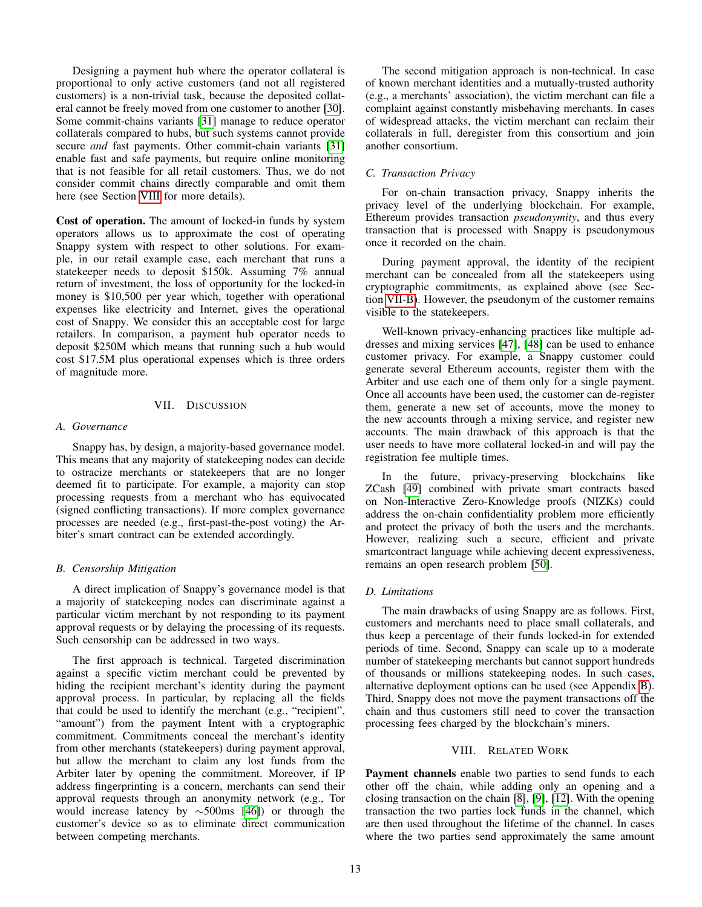Designing a payment hub where the operator collateral is proportional to only active customers (and not all registered customers) is a non-trivial task, because the deposited collateral cannot be freely moved from one customer to another [30]. Some commit-chains variants [31] manage to reduce operator collaterals compared to hubs, but such systems cannot provide secure *and* fast payments. Other commit-chain variants [31] enable fast and safe payments, but require online monitoring that is not feasible for all retail customers. Thus, we do not consider commit chains directly comparable and omit them here (see Section VIII for more details).

**Cost of operation.** The amount of locked-in funds by system operators allows us to approximate the cost of operating Snappy system with respect to other solutions. For example, in our retail example case, each merchant that runs a statekeeper needs to deposit $150k. Assuming 7% annual return of investment, the loss of opportunity for the locked-in money is $10,500 per year which, together with operational expenses like electricity and Internet, gives the operational cost of Snappy. We consider this an acceptable cost for large retailers. In comparison, a payment hub operator needs to deposit $250M which means that running such a hub would cost $17.5M plus operational expenses which is three orders of magnitude more.

## VII. Discussion

### A. Governance

Snappy has, by design, a majority-based governance model. This means that any majority of statekeeping nodes can decide to ostracize merchants or statekeepers that are no longer deemed fit to participate. For example, a majority can stop processing requests from a merchant who has equivocated (signed conflicting transactions). If more complex governance processes are needed (e.g., first-past-the-post voting) the Arbiter's smart contract can be extended accordingly.

### B. Censorship Mitigation

A direct implication of Snappy's governance model is that a majority of statekeeping nodes can discriminate against a particular victim merchant by not responding to its payment approval requests or by delaying the processing of its requests. Such censorship can be addressed in two ways.

The first approach is technical. Targeted discrimination against a specific victim merchant could be prevented by hiding the recipient merchant's identity during the payment approval process. In particular, by replacing all the fields that could be used to identify the merchant (e.g., "recipient", "amount") from the payment Intent with a cryptographic commitment. Commitments conceal the merchant's identity from other merchants (statekeepers) during payment approval, but allow the merchant to claim any lost funds from the Arbiter later by opening the commitment. Moreover, if IP address fingerprinting is a concern, merchants can send their approval requests through an anonymity network (e.g., Tor would increase latency by ∼500ms [46]) or through the customer's device so as to eliminate direct communication between competing merchants.

The second mitigation approach is non-technical. In case of known merchant identities and a mutually-trusted authority (e.g., a merchants' association), the victim merchant can file a complaint against constantly misbehaving merchants. In cases of widespread attacks, the victim merchant can reclaim their collaterals in full, deregister from this consortium and join another consortium.

### C. Transaction Privacy

For on-chain transaction privacy, Snappy inherits the privacy level of the underlying blockchain. For example, Ethereum provides transaction *pseudonymity*, and thus every transaction that is processed with Snappy is pseudonymous once it recorded on the chain.

During payment approval, the identity of the recipient merchant can be concealed from all the statekeepers using cryptographic commitments, as explained above (see Section VII-B). However, the pseudonym of the customer remains visible to the statekeepers.

Well-known privacy-enhancing practices like multiple addresses and mixing services [47], [48] can be used to enhance customer privacy. For example, a Snappy customer could generate several Ethereum accounts, register them with the Arbiter and use each one of them only for a single payment. Once all accounts have been used, the customer can de-register them, generate a new set of accounts, move the money to the new accounts through a mixing service, and register new accounts. The main drawback of this approach is that the user needs to have more collateral locked-in and will pay the registration fee multiple times.

In the future, privacy-preserving blockchains like ZCash [49] combined with private smart contracts based on Non-Interactive Zero-Knowledge proofs (NIZKs) could address the on-chain confidentiality problem more efficiently and protect the privacy of both the users and the merchants. However, realizing such a secure, efficient and private smartcontract language while achieving decent expressiveness, remains an open research problem [50].

### D. Limitations

The main drawbacks of using Snappy are as follows. First, customers and merchants need to place small collaterals, and thus keep a percentage of their funds locked-in for extended periods of time. Second, Snappy can scale up to a moderate number of statekeeping merchants but cannot support hundreds of thousands or millions statekeeping nodes. In such cases, alternative deployment options can be used (see Appendix B). Third, Snappy does not move the payment transactions off the chain and thus customers still need to cover the transaction processing fees charged by the blockchain's miners.

## VIII. Related Work

**Payment channels** enable two parties to send funds to each other off the chain, while adding only an opening and a closing transaction on the chain [8], [9], [12]. With the opening transaction the two parties lock funds in the channel, which are then used throughout the lifetime of the channel. In cases where the two parties send approximately the same amount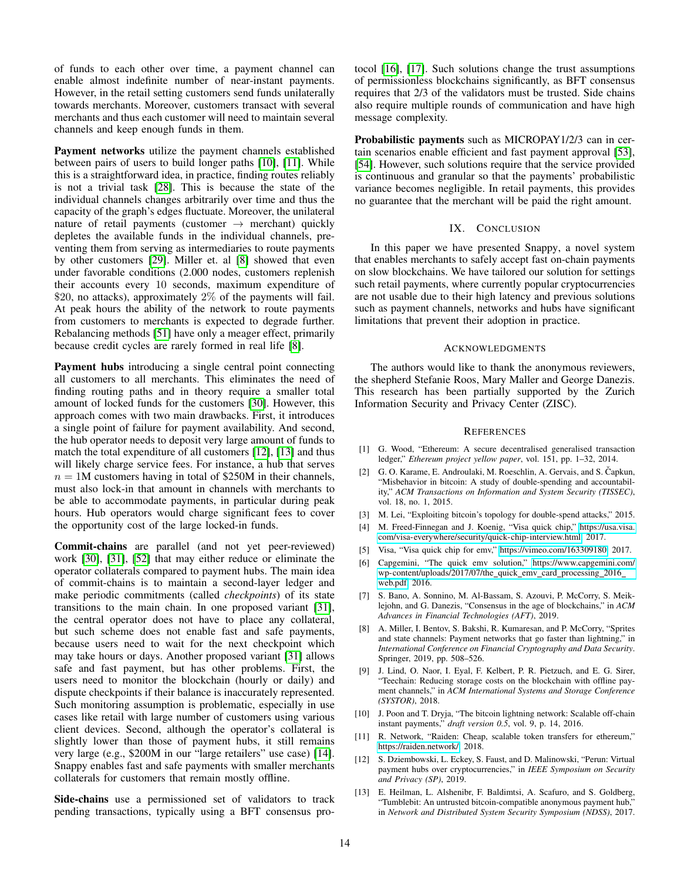of funds to each other over time, a payment channel can enable almost indefinite number of near-instant payments. However, in the retail setting customers send funds unilaterally towards merchants. Moreover, customers transact with several merchants and thus each customer will need to maintain several channels and keep enough funds in them.

**Payment networks** utilize the payment channels established between pairs of users to build longer paths [10], [11]. While this is a straightforward idea, in practice, finding routes reliably is not a trivial task [28]. This is because the state of the individual channels changes arbitrarily over time and thus the capacity of the graph's edges fluctuate. Moreover, the unilateral nature of retail payments (customer $\rightarrow$ merchant) quickly depletes the available funds in the individual channels, preventing them from serving as intermediaries to route payments by other customers [29]. Miller et. al [8] showed that even under favorable conditions (2.000 nodes, customers replenish their accounts every 10 seconds, maximum expenditure of \$20, no attacks), approximately 2% of the payments will fail. At peak hours the ability of the network to route payments from customers to merchants is expected to degrade further. Rebalancing methods [51] have only a meager effect, primarily because credit cycles are rarely formed in real life [8].

**Payment hubs** introducing a single central point connecting all customers to all merchants. This eliminates the need of finding routing paths and in theory require a smaller total amount of locked funds for the customers [30]. However, this approach comes with two main drawbacks. First, it introduces a single point of failure for payment availability. And second, the hub operator needs to deposit very large amount of funds to match the total expenditure of all customers [12], [13] and thus will likely charge service fees. For instance, a hub that serves $n = 1$M customers having in total of \$250M in their channels, must also lock-in that amount in channels with merchants to be able to accommodate payments, in particular during peak hours. Hub operators would charge significant fees to cover the opportunity cost of the large locked-in funds.

**Commit-chains** are parallel (and not yet peer-reviewed) work [30], [31], [52] that may either reduce or eliminate the operator collaterals compared to payment hubs. The main idea of commit-chains is to maintain a second-layer ledger and make periodic commitments (called *checkpoints*) of its state transitions to the main chain. In one proposed variant [31], the central operator does not have to place any collateral, but such scheme does not enable fast and safe payments, because users need to wait for the next checkpoint which may take hours or days. Another proposed variant [31] allows safe and fast payment, but has other problems. First, the users need to monitor the blockchain (hourly or daily) and dispute checkpoints if their balance is inaccurately represented. Such monitoring assumption is problematic, especially in use cases like retail with large number of customers using various client devices. Second, although the operator's collateral is slightly lower than those of payment hubs, it still remains very large (e.g., \$200M in our "large retailers" use case) [14]. Snappy enables fast and safe payments with smaller merchants collaterals for customers that remain mostly offline.

**Side-chains** use a permissioned set of validators to track pending transactions, typically using a BFT consensus protocol [16], [17]. Such solutions change the trust assumptions of permissionless blockchains significantly, as BFT consensus requires that 2/3 of the validators must be trusted. Side chains also require multiple rounds of communication and have high message complexity.

**Probabilistic payments** such as MICROPAY1/2/3 can in certain scenarios enable efficient and fast payment approval [53], [54]. However, such solutions require that the service provided is continuous and granular so that the payments' probabilistic variance becomes negligible. In retail payments, this provides no guarantee that the merchant will be paid the right amount.

## IX. Conclusion

In this paper we have presented Snappy, a novel system that enables merchants to safely accept fast on-chain payments on slow blockchains. We have tailored our solution for settings such retail payments, where currently popular cryptocurrencies are not usable due to their high latency and previous solutions such as payment channels, networks and hubs have significant limitations that prevent their adoption in practice.

## Acknowledgments

The authors would like to thank the anonymous reviewers, the shepherd Stefanie Roos, Mary Maller and George Danezis. This research has been partially supported by the Zurich Information Security and Privacy Center (ZISC).

## References

[1] G. Wood, "Ethereum: A secure decentralised generalised transaction ledger," *Ethereum project yellow paper*, vol. 151, pp. 1–32, 2014.

[2] G. O. Karame, E. Androulaki, M. Roeschlin, A. Gervais, and S. Čapkun, "Misbehavior in bitcoin: A study of double-spending and accountability," *ACM Transactions on Information and System Security (TISSEC)*, vol. 18, no. 1, 2015.

[3] M. Lei, "Exploiting bitcoin's topology for double-spend attacks," 2015.

[4] M. Freed-Finnegan and J. Koenig, "Visa quick chip," https://usa.visa.com/visa-everywhere/security/quick-chip-interview.html, 2017.

[5] Visa, "Visa quick chip for emv," https://vimeo.com/163309180, 2017.

[6] Capgemini, "The quick emv solution," https://www.capgemini.com/wp-content/uploads/2017/07/the_quick_emv_card_processing_2016_web.pdf, 2016.

[7] S. Bano, A. Sonnino, M. Al-Bassam, S. Azouvi, P. McCorry, S. Meiklejohn, and G. Danezis, "Consensus in the age of blockchains," in *ACM Advances in Financial Technologies (AFT)*, 2019.

[8] A. Miller, I. Bentov, S. Bakshi, R. Kumaresan, and P. McCorry, "Sprites and state channels: Payment networks that go faster than lightning," in *International Conference on Financial Cryptography and Data Security*. Springer, 2019, pp. 508–526.

[9] J. Lind, O. Naor, I. Eyal, F. Kelbert, P. R. Pietzuch, and E. G. Sirer, "Teechain: Reducing storage costs on the blockchain with offline payment channels," in *ACM International Systems and Storage Conference (SYSTOR)*, 2018.

[10] J. Poon and T. Dryja, "The bitcoin lightning network: Scalable off-chain instant payments," *draft version 0.5*, vol. 9, p. 14, 2016.

[11] R. Network, "Raiden: Cheap, scalable token transfers for ethereum," https://raiden.network/, 2018.

[12] S. Dziembowski, L. Eckey, S. Faust, and D. Malinowski, "Perun: Virtual payment hubs over cryptocurrencies," in *IEEE Symposium on Security and Privacy (SP)*, 2019.

[13] E. Heilman, L. Alshenibr, F. Baldimtsi, A. Scafuro, and S. Goldberg, "Tumblebit: An untrusted bitcoin-compatible anonymous payment hub," in *Network and Distributed System Security Symposium (NDSS)*, 2017.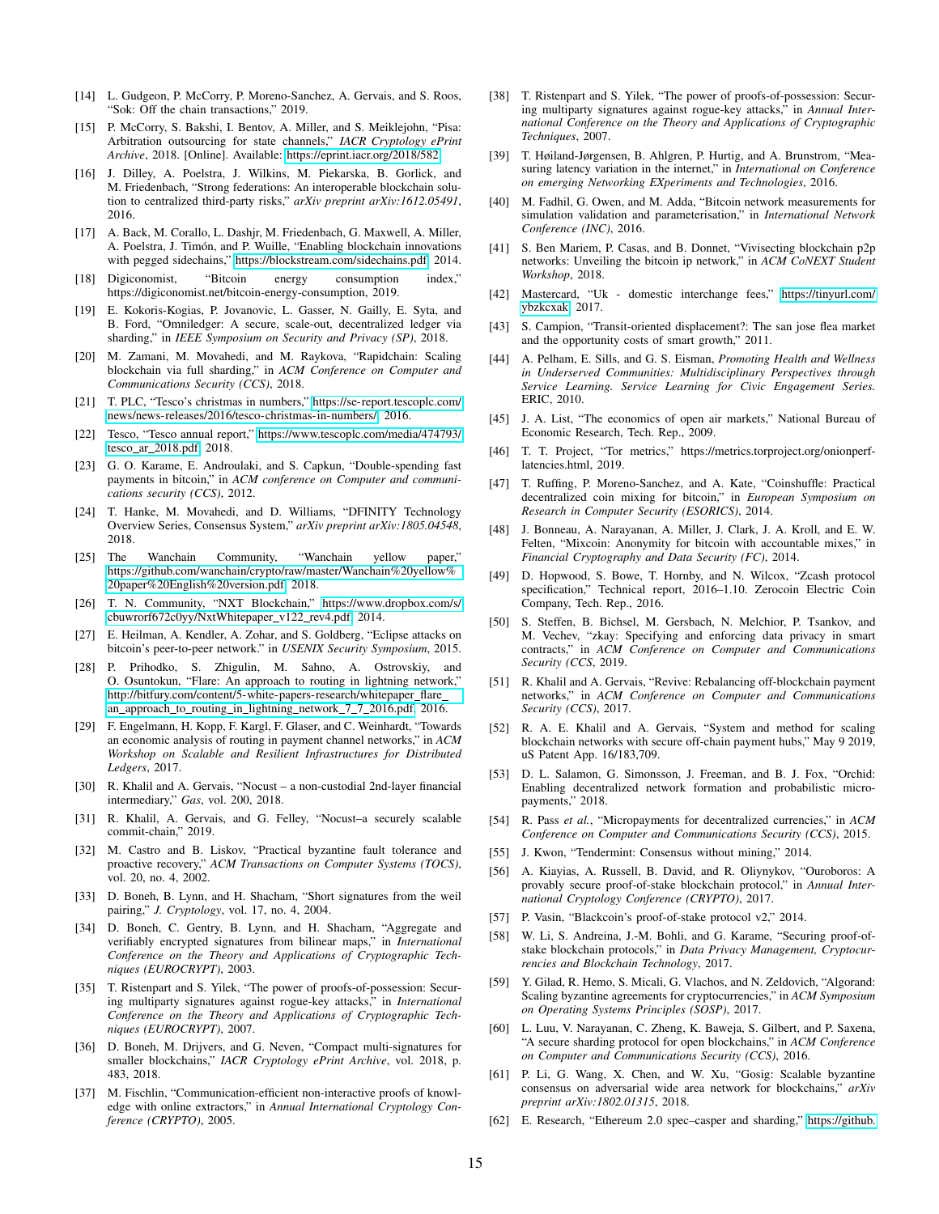[14] L. Gudgeon, P. McCorry, P. Moreno-Sanchez, A. Gervais, and S. Roos, "Sok: Off the chain transactions," 2019.

[15] P. McCorry, S. Bakshi, I. Bentov, A. Miller, and S. Meiklejohn, "Pisa: Arbitration outsourcing for state channels," *IACR Cryptology ePrint Archive*, 2018. [Online]. Available: https://eprint.iacr.org/2018/582

[16] J. Dilley, A. Poelstra, J. Wilkins, M. Piekarska, B. Gorlick, and M. Friedenbach, "Strong federations: An interoperable blockchain solution to centralized third-party risks," *arXiv preprint arXiv:1612.05491*, 2016.

[17] A. Back, M. Corallo, L. Dashjr, M. Friedenbach, G. Maxwell, A. Miller, A. Poelstra, J. Timón, and P. Wuille, "Enabling blockchain innovations with pegged sidechains," https://blockstream.com/sidechains.pdf, 2014.

[18] Digiconomist, "Bitcoin energy consumption index," https://digiconomist.net/bitcoin-energy-consumption, 2019.

[19] E. Kokoris-Kogias, P. Jovanovic, L. Gasser, N. Gailly, E. Syta, and B. Ford, "Omniledger: A secure, scale-out, decentralized ledger via sharding," in *IEEE Symposium on Security and Privacy (SP)*, 2018.

[20] M. Zamani, M. Movahedi, and M. Raykova, "Rapidchain: Scaling blockchain via full sharding," in *ACM Conference on Computer and Communications Security (CCS)*, 2018.

[21] T. PLC, "Tesco's christmas in numbers," https://se-report.tescoplc.com/news/news-releases/2016/tesco-christmas-in-numbers/, 2016.

[22] Tesco, "Tesco annual report," https://www.tescoplc.com/media/474793/tesco_ar_2018.pdf, 2018.

[23] G. O. Karame, E. Androulaki, and S. Capkun, "Double-spending fast payments in bitcoin," in *ACM conference on Computer and communications security (CCS)*, 2012.

[24] T. Hanke, M. Movahedi, and D. Williams, "DFINITY Technology Overview Series, Consensus System," *arXiv preprint arXiv:1805.04548*, 2018.

[25] The Wanchain Community, "Wanchain yellow paper," https://github.com/wanchain/crypto/raw/master/Wanchain%20yellow%20paper%20English%20version.pdf, 2018.

[26] T. N. Community, "NXT Blockchain," https://www.dropbox.com/s/cbuwrorf672c0yy/NxtWhitepaper_v122_rev4.pdf, 2014.

[27] E. Heilman, A. Kendler, A. Zohar, and S. Goldberg, "Eclipse attacks on bitcoin's peer-to-peer network." in *USENIX Security Symposium*, 2015.

[28] P. Prihodko, S. Zhigulin, M. Sahno, A. Ostrovskiy, and O. Osuntokun, "Flare: An approach to routing in lightning network," http://bitfury.com/content/5-white-papers-research/whitepaper_flare_an_approach_to_routing_in_lightning_network_7_7_2016.pdf, 2016.

[29] F. Engelmann, H. Kopp, F. Kargl, F. Glaser, and C. Weinhardt, "Towards an economic analysis of routing in payment channel networks," in *ACM Workshop on Scalable and Resilient Infrastructures for Distributed Ledgers*, 2017.

[30] R. Khalil and A. Gervais, "Nocust – a non-custodial 2nd-layer financial intermediary," *Gas*, vol. 200, 2018.

[31] R. Khalil, A. Gervais, and G. Felley, "Nocust–a securely scalable commit-chain," 2019.

[32] M. Castro and B. Liskov, "Practical byzantine fault tolerance and proactive recovery," *ACM Transactions on Computer Systems (TOCS)*, vol. 20, no. 4, 2002.

[33] D. Boneh, B. Lynn, and H. Shacham, "Short signatures from the weil pairing," *J. Cryptology*, vol. 17, no. 4, 2004.

[34] D. Boneh, C. Gentry, B. Lynn, and H. Shacham, "Aggregate and verifiably encrypted signatures from bilinear maps," in *International Conference on the Theory and Applications of Cryptographic Techniques (EUROCRYPT)*, 2003.

[35] T. Ristenpart and S. Yilek, "The power of proofs-of-possession: Securing multiparty signatures against rogue-key attacks," in *International Conference on the Theory and Applications of Cryptographic Techniques (EUROCRYPT)*, 2007.

[36] D. Boneh, M. Drijvers, and G. Neven, "Compact multi-signatures for smaller blockchains," *IACR Cryptology ePrint Archive*, vol. 2018, p. 483, 2018.

[37] M. Fischlin, "Communication-efficient non-interactive proofs of knowledge with online extractors," in *Annual International Cryptology Conference (CRYPTO)*, 2005.

[38] T. Ristenpart and S. Yilek, "The power of proofs-of-possession: Securing multiparty signatures against rogue-key attacks," in *Annual International Conference on the Theory and Applications of Cryptographic Techniques*, 2007.

[39] T. Høiland-Jørgensen, B. Ahlgren, P. Hurtig, and A. Brunstrom, "Measuring latency variation in the internet," in *International on Conference on emerging Networking EXperiments and Technologies*, 2016.

[40] M. Fadhil, G. Owen, and M. Adda, "Bitcoin network measurements for simulation validation and parameterisation," in *International Network Conference (INC)*, 2016.

[41] S. Ben Mariem, P. Casas, and B. Donnet, "Vivisecting blockchain p2p networks: Unveiling the bitcoin ip network," in *ACM CoNEXT Student Workshop*, 2018.

[42] Mastercard, "Uk - domestic interchange fees," https://tinyurl.com/ybzkcxak, 2017.

[43] S. Campion, "Transit-oriented displacement?: The san jose flea market and the opportunity costs of smart growth," 2011.

[44] A. Pelham, E. Sills, and G. S. Eisman, *Promoting Health and Wellness in Underserved Communities: Multidisciplinary Perspectives through Service Learning. Service Learning for Civic Engagement Series.* ERIC, 2010.

[45] J. A. List, "The economics of open air markets," National Bureau of Economic Research, Tech. Rep., 2009.

[46] T. T. Project, "Tor metrics," https://metrics.torproject.org/onionperf-latencies.html, 2019.

[47] T. Ruffing, P. Moreno-Sanchez, and A. Kate, "Coinshuffle: Practical decentralized coin mixing for bitcoin," in *European Symposium on Research in Computer Security (ESORICS)*, 2014.

[48] J. Bonneau, A. Narayanan, A. Miller, J. Clark, J. A. Kroll, and E. W. Felten, "Mixcoin: Anonymity for bitcoin with accountable mixes," in *Financial Cryptography and Data Security (FC)*, 2014.

[49] D. Hopwood, S. Bowe, T. Hornby, and N. Wilcox, "Zcash protocol specification," Technical report, 2016–1.10. Zerocoin Electric Coin Company, Tech. Rep., 2016.

[50] S. Steffen, B. Bichsel, M. Gersbach, N. Melchior, P. Tsankov, and M. Vechev, "zkay: Specifying and enforcing data privacy in smart contracts," in *ACM Conference on Computer and Communications Security (CCS*, 2019.

[51] R. Khalil and A. Gervais, "Revive: Rebalancing off-blockchain payment networks," in *ACM Conference on Computer and Communications Security (CCS)*, 2017.

[52] R. A. E. Khalil and A. Gervais, "System and method for scaling blockchain networks with secure off-chain payment hubs," May 9 2019, uS Patent App. 16/183,709.

[53] D. L. Salamon, G. Simonsson, J. Freeman, and B. J. Fox, "Orchid: Enabling decentralized network formation and probabilistic micro-payments," 2018.

[54] R. Pass *et al.*, "Micropayments for decentralized currencies," in *ACM Conference on Computer and Communications Security (CCS)*, 2015.

[55] J. Kwon, "Tendermint: Consensus without mining," 2014.

[56] A. Kiayias, A. Russell, B. David, and R. Oliynykov, "Ouroboros: A provably secure proof-of-stake blockchain protocol," in *Annual International Cryptology Conference (CRYPTO)*, 2017.

[57] P. Vasin, "Blackcoin's proof-of-stake protocol v2," 2014.

[58] W. Li, S. Andreina, J.-M. Bohli, and G. Karame, "Securing proof-of-stake blockchain protocols," in *Data Privacy Management, Cryptocurrencies and Blockchain Technology*, 2017.

[59] Y. Gilad, R. Hemo, S. Micali, G. Vlachos, and N. Zeldovich, "Algorand: Scaling byzantine agreements for cryptocurrencies," in *ACM Symposium on Operating Systems Principles (SOSP)*, 2017.

[60] L. Luu, V. Narayanan, C. Zheng, K. Baweja, S. Gilbert, and P. Saxena, "A secure sharding protocol for open blockchains," in *ACM Conference on Computer and Communications Security (CCS)*, 2016.

[61] P. Li, G. Wang, X. Chen, and W. Xu, "Gosig: Scalable byzantine consensus on adversarial wide area network for blockchains," *arXiv preprint arXiv:1802.01315*, 2018.

[62] E. Research, "Ethereum 2.0 spec–casper and sharding," https://github.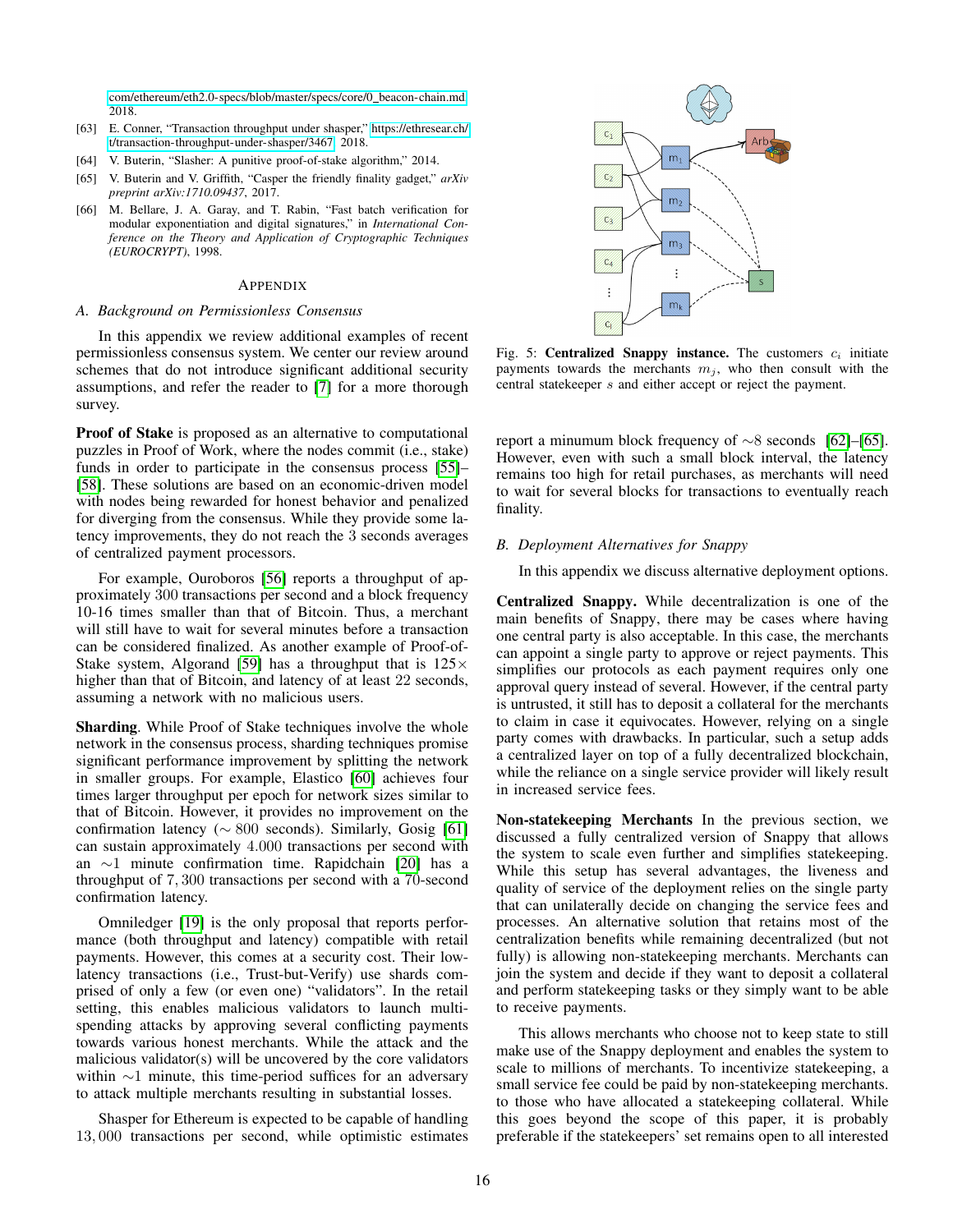com/ethereum/eth2.0-specs/blob/master/specs/core/0_beacon-chain.md, 2018.

[63] E. Conner, "Transaction throughput under shasper," https://ethresear.ch/t/transaction-throughput-under-shasper/3467, 2018.

[64] V. Buterin, "Slasher: A punitive proof-of-stake algorithm," 2014.

[65] V. Buterin and V. Griffith, "Casper the friendly finality gadget," *arXiv preprint arXiv:1710.09437*, 2017.

[66] M. Bellare, J. A. Garay, and T. Rabin, "Fast batch verification for modular exponentiation and digital signatures," in *International Conference on the Theory and Application of Cryptographic Techniques (EUROCRYPT)*, 1998.

## Appendix

### A. Background on Permissionless Consensus

In this appendix we review additional examples of recent permissionless consensus system. We center our review around schemes that do not introduce significant additional security assumptions, and refer the reader to [7] for a more thorough survey.

**Proof of Stake** is proposed as an alternative to computational puzzles in Proof of Work, where the nodes commit (i.e., stake) funds in order to participate in the consensus process [55]–[58]. These solutions are based on an economic-driven model with nodes being rewarded for honest behavior and penalized for diverging from the consensus. While they provide some latency improvements, they do not reach the 3 seconds averages of centralized payment processors.

For example, Ouroboros [56] reports a throughput of approximately 300 transactions per second and a block frequency 10-16 times smaller than that of Bitcoin. Thus, a merchant will still have to wait for several minutes before a transaction can be considered finalized. As another example of Proof-of-Stake system, Algorand [59] has a throughput that is $125\times$ higher than that of Bitcoin, and latency of at least 22 seconds, assuming a network with no malicious users.

**Sharding**. While Proof of Stake techniques involve the whole network in the consensus process, sharding techniques promise significant performance improvement by splitting the network in smaller groups. For example, Elastico [60] achieves four times larger throughput per epoch for network sizes similar to that of Bitcoin. However, it provides no improvement on the confirmation latency ($\sim 800$ seconds). Similarly, Gosig [61] can sustain approximately $4.000$ transactions per second with an $\sim 1$ minute confirmation time. Rapidchain [20] has a throughput of $7,300$ transactions per second with a 70-second confirmation latency.

Omniledger [19] is the only proposal that reports performance (both throughput and latency) compatible with retail payments. However, this comes at a security cost. Their low-latency transactions (i.e., Trust-but-Verify) use shards comprised of only a few (or even one) "validators". In the retail setting, this enables malicious validators to launch multi-spending attacks by approving several conflicting payments towards various honest merchants. While the attack and the malicious validator(s) will be uncovered by the core validators within $\sim 1$ minute, this time-period suffices for an adversary to attack multiple merchants resulting in substantial losses.

Shasper for Ethereum is expected to be capable of handling $13,000$ transactions per second, while optimistic estimates report a minumum block frequency of $\sim 8$ seconds [62]–[65]. However, even with such a small block interval, the latency remains too high for retail purchases, as merchants will need to wait for several blocks for transactions to eventually reach finality.

Fig. 5: **Centralized Snappy instance.** The customers $c_i$ initiate payments towards the merchants $m_j$, who then consult with the central statekeeper $s$ and either accept or reject the payment.

### B. Deployment Alternatives for Snappy

In this appendix we discuss alternative deployment options.

**Centralized Snappy.** While decentralization is one of the main benefits of Snappy, there may be cases where having one central party is also acceptable. In this case, the merchants can appoint a single party to approve or reject payments. This simplifies our protocols as each payment requires only one approval query instead of several. However, if the central party is untrusted, it still has to deposit a collateral for the merchants to claim in case it equivocates. However, relying on a single party comes with drawbacks. In particular, such a setup adds a centralized layer on top of a fully decentralized blockchain, while the reliance on a single service provider will likely result in increased service fees.

**Non-statekeeping Merchants** In the previous section, we discussed a fully centralized version of Snappy that allows the system to scale even further and simplifies statekeeping. While this setup has several advantages, the liveness and quality of service of the deployment relies on the single party that can unilaterally decide on changing the service fees and processes. An alternative solution that retains most of the centralization benefits while remaining decentralized (but not fully) is allowing non-statekeeping merchants. Merchants can join the system and decide if they want to deposit a collateral and perform statekeeping tasks or they simply want to be able to receive payments.

This allows merchants who choose not to keep state to still make use of the Snappy deployment and enables the system to scale to millions of merchants. To incentivize statekeeping, a small service fee could be paid by non-statekeeping merchants. to those who have allocated a statekeeping collateral. While this goes beyond the scope of this paper, it is probably preferable if the statekeepers' set remains open to all interested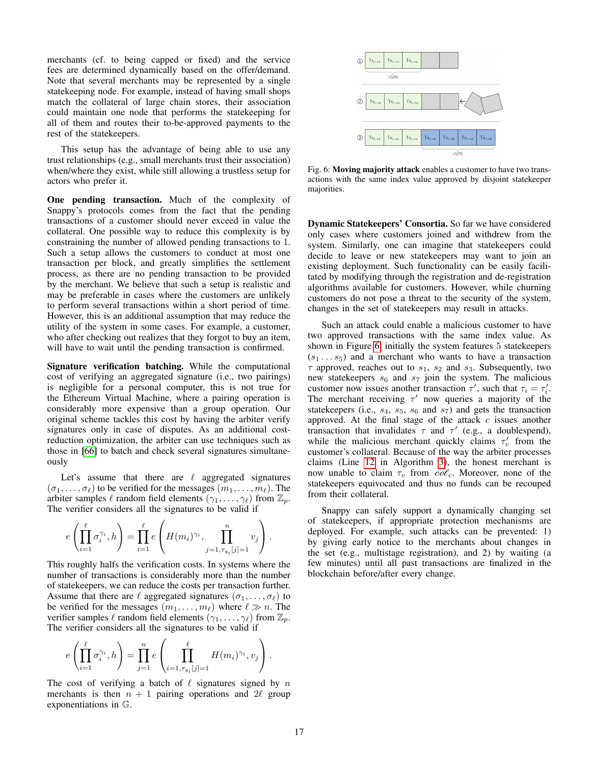merchants (cf. to being capped or fixed) and the service fees are determined dynamically based on the offer/demand. Note that several merchants may be represented by a single statekeeping node. For example, instead of having small shops match the collateral of large chain stores, their association could maintain one node that performs the statekeeping for all of them and routes their to-be-approved payments to the rest of the statekeepers.

This setup has the advantage of being able to use any trust relationships (e.g., small merchants trust their association) when/where they exist, while still allowing a trustless setup for actors who prefer it.

**One pending transaction.** Much of the complexity of Snappy's protocols comes from the fact that the pending transactions of a customer should never exceed in value the collateral. One possible way to reduce this complexity is by constraining the number of allowed pending transactions to 1. Such a setup allows the customers to conduct at most one transaction per block, and greatly simplifies the settlement process, as there are no pending transaction to be provided by the merchant. We believe that such a setup is realistic and may be preferable in cases where the customers are unlikely to perform several transactions within a short period of time. However, this is an additional assumption that may reduce the utility of the system in some cases. For example, a customer, who after checking out realizes that they forgot to buy an item, will have to wait until the pending transaction is confirmed.

**Signature verification batching.** While the computational cost of verifying an aggregated signature (i.e., two pairings) is negligible for a personal computer, this is not true for the Ethereum Virtual Machine, where a pairing operation is considerably more expensive than a group operation. Our original scheme tackles this cost by having the arbiter verify signatures only in case of disputes. As an additional cost-reduction optimization, the arbiter can use techniques such as those in [66] to batch and check several signatures simultaneously

Let's assume that there are $\ell$ aggregated signatures $(\sigma_1, \ldots, \sigma_\ell)$ to be verified for the messages $(m_1, \ldots, m_\ell)$. The arbiter samples $\ell$ random field elements $(\gamma_1, \ldots, \gamma_\ell)$ from $\mathbb{Z}_p$. The verifier considers all the signatures to be valid if

$$e\left(\prod_{i=1}^{\ell} \sigma_i^{\gamma_i}, h\right) = \prod_{i=1}^{\ell} e\left(H(m_i)^{\gamma_i}, \prod_{j=1, \tau_{q_i}[j]=1}^{n} v_j\right).$$

This roughly halfs the verification costs. In systems where the number of transactions is considerably more than the number of statekeepers, we can reduce the costs per transaction further. Assume that there are $\ell$ aggregated signatures $(\sigma_1, \ldots, \sigma_\ell)$ to be verified for the messages $(m_1, \ldots, m_\ell)$ where $\ell \gg n$. The verifier samples $\ell$ random field elements $(\gamma_1, \ldots, \gamma_\ell)$ from $\mathbb{Z}_p$. The verifier considers all the signatures to be valid if

$$e\left(\prod_{i=1}^{\ell} \sigma_i^{\gamma_i}, h\right) = \prod_{j=1}^{n} e\left(\prod_{i=1, \tau_{q_i}[j]=1}^{\ell} H(m_i)^{\gamma_i}, v_j\right).$$

The cost of verifying a batch of $\ell$ signatures signed by $n$ merchants is then $n+1$ pairing operations and $2\ell$ group exponentiations in $\mathbb{G}$.

Fig. 6: **Moving majority attack** enables a customer to have two transactions with the same index value approved by disjoint statekeeper majorities.

**Dynamic Statekeepers' Consortia.** So far we have considered only cases where customers joined and withdrew from the system. Similarly, one can imagine that statekeepers could decide to leave or new statekeepers may want to join an existing deployment. Such functionality can be easily facilitated by modifying through the registration and de-registration algorithms available for customers. However, while churning customers do not pose a threat to the security of the system, changes in the set of statekeepers may result in attacks.

Such an attack could enable a malicious customer to have two approved transactions with the same index value. As shown in Figure 6, initially the system features 5 statekeepers $(s_1 \ldots s_5)$ and a merchant who wants to have a transaction $\tau$ approved, reaches out to $s_1$, $s_2$ and $s_3$. Subsequently, two new statekeepers $s_6$ and $s_7$ join the system. The malicious customer now issues another transaction $\tau'$, such that $\tau_i = \tau'_i$. The merchant receiving $\tau'$ now queries a majority of the statekeepers (i.e., $s_4$, $s_5$, $s_6$ and $s_7$) and gets the transaction approved. At the final stage of the attack $c$ issues another transaction that invalidates $\tau$ and $\tau'$ (e.g., a doublespend), while the malicious merchant quickly claims $\tau'_v$ from the customer's collateral. Because of the way the arbiter processes claims (Line 12 in Algorithm 3), the honest merchant is now unable to claim $\tau_v$ from $col_c$. Moreover, none of the statekeepers equivocated and thus no funds can be recouped from their collateral.

Snappy can safely support a dynamically changing set of statekeepers, if appropriate protection mechanisms are deployed. For example, such attacks can be prevented: 1) by giving early notice to the merchants about changes in the set (e.g., multistage registration), and 2) by waiting (a few minutes) until all past transactions are finalized in the blockchain before/after every change.